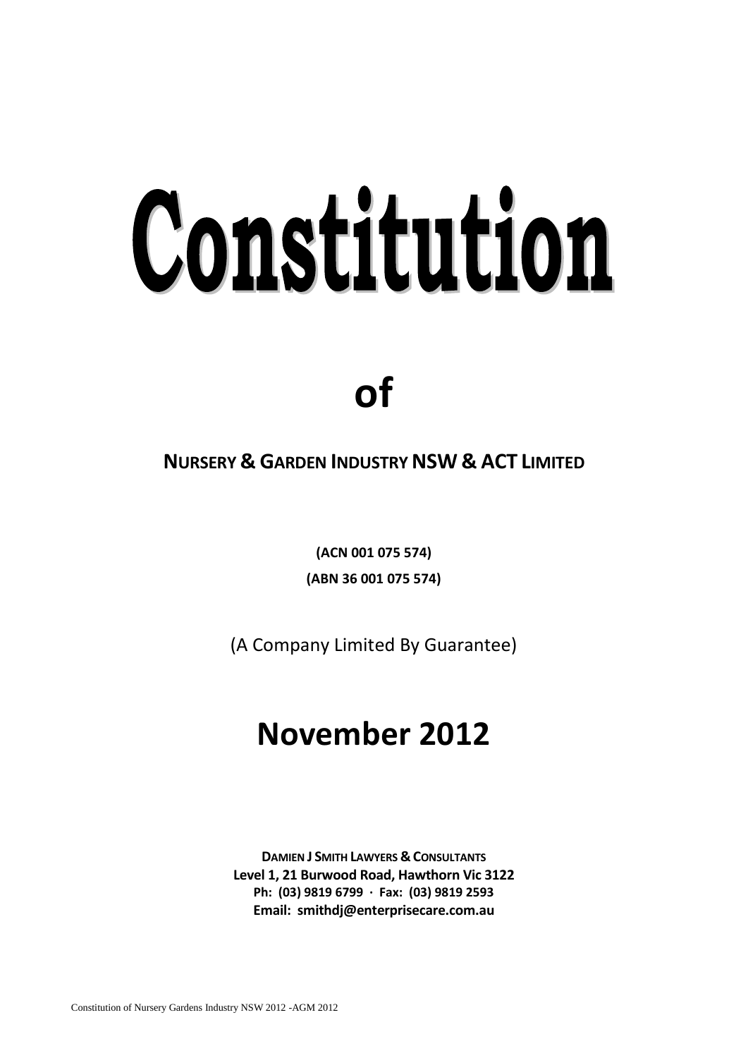# Constitution

## of

**NURSERY & GARDEN INDUSTRY NSW & ACT LIMITED**

**(ACN 001 075 574)**

**(ABN 36 001 075 574)**

(A Company Limited By Guarantee)

## November 2012

**DAMIEN J SMITH LAWYERS & CONSULTANTS**
**Level 1, 21 Burwood Road, Hawthorn Vic 3122**
**Ph: (03) 9819 6799 · Fax: (03) 9819 2593**
**Email: smithdj@enterprisecare.com.au**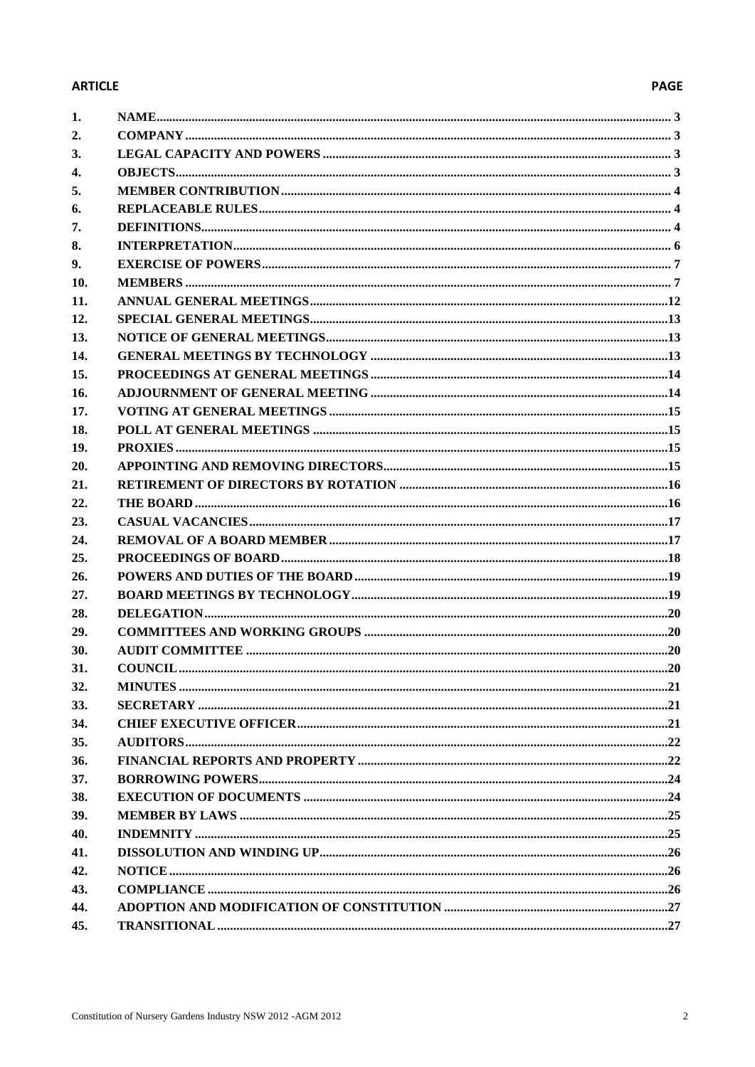| ARTICLE | | PAGE |
|---|---|---|
| 1. | NAME | 3 |
| 2. | COMPANY | 3 |
| 3. | LEGAL CAPACITY AND POWERS | 3 |
| 4. | OBJECTS | 3 |
| 5. | MEMBER CONTRIBUTION | 4 |
| 6. | REPLACEABLE RULES | 4 |
| 7. | DEFINITIONS | 4 |
| 8. | INTERPRETATION | 6 |
| 9. | EXERCISE OF POWERS | 7 |
| 10. | MEMBERS | 7 |
| 11. | ANNUAL GENERAL MEETINGS | 12 |
| 12. | SPECIAL GENERAL MEETINGS | 13 |
| 13. | NOTICE OF GENERAL MEETINGS | 13 |
| 14. | GENERAL MEETINGS BY TECHNOLOGY | 13 |
| 15. | PROCEEDINGS AT GENERAL MEETINGS | 14 |
| 16. | ADJOURNMENT OF GENERAL MEETING | 14 |
| 17. | VOTING AT GENERAL MEETINGS | 15 |
| 18. | POLL AT GENERAL MEETINGS | 15 |
| 19. | PROXIES | 15 |
| 20. | APPOINTING AND REMOVING DIRECTORS | 15 |
| 21. | RETIREMENT OF DIRECTORS BY ROTATION | 16 |
| 22. | THE BOARD | 16 |
| 23. | CASUAL VACANCIES | 17 |
| 24. | REMOVAL OF A BOARD MEMBER | 17 |
| 25. | PROCEEDINGS OF BOARD | 18 |
| 26. | POWERS AND DUTIES OF THE BOARD | 19 |
| 27. | BOARD MEETINGS BY TECHNOLOGY | 19 |
| 28. | DELEGATION | 20 |
| 29. | COMMITTEES AND WORKING GROUPS | 20 |
| 30. | AUDIT COMMITTEE | 20 |
| 31. | COUNCIL | 20 |
| 32. | MINUTES | 21 |
| 33. | SECRETARY | 21 |
| 34. | CHIEF EXECUTIVE OFFICER | 21 |
| 35. | AUDITORS | 22 |
| 36. | FINANCIAL REPORTS AND PROPERTY | 22 |
| 37. | BORROWING POWERS | 24 |
| 38. | EXECUTION OF DOCUMENTS | 24 |
| 39. | MEMBER BY LAWS | 25 |
| 40. | INDEMNITY | 25 |
| 41. | DISSOLUTION AND WINDING UP | 26 |
| 42. | NOTICE | 26 |
| 43. | COMPLIANCE | 26 |
| 44. | ADOPTION AND MODIFICATION OF CONSTITUTION | 27 |
| 45. | TRANSITIONAL | 27 |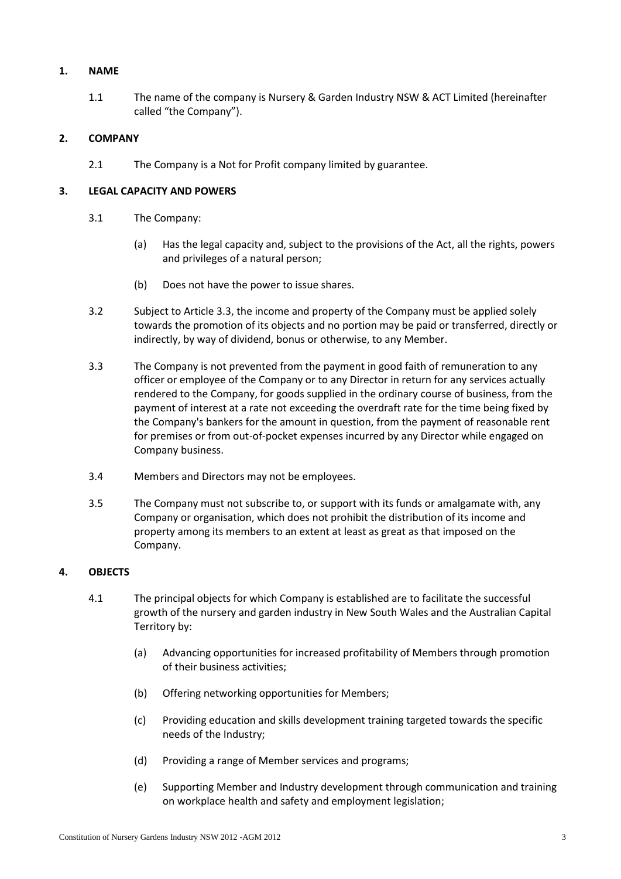## 1. NAME

1.1 The name of the company is Nursery & Garden Industry NSW & ACT Limited (hereinafter called "the Company").

## 2. COMPANY

2.1 The Company is a Not for Profit company limited by guarantee.

## 3. LEGAL CAPACITY AND POWERS

3.1 The Company:

(a) Has the legal capacity and, subject to the provisions of the Act, all the rights, powers and privileges of a natural person;

(b) Does not have the power to issue shares.

3.2 Subject to Article 3.3, the income and property of the Company must be applied solely towards the promotion of its objects and no portion may be paid or transferred, directly or indirectly, by way of dividend, bonus or otherwise, to any Member.

3.3 The Company is not prevented from the payment in good faith of remuneration to any officer or employee of the Company or to any Director in return for any services actually rendered to the Company, for goods supplied in the ordinary course of business, from the payment of interest at a rate not exceeding the overdraft rate for the time being fixed by the Company's bankers for the amount in question, from the payment of reasonable rent for premises or from out-of-pocket expenses incurred by any Director while engaged on Company business.

3.4 Members and Directors may not be employees.

3.5 The Company must not subscribe to, or support with its funds or amalgamate with, any Company or organisation, which does not prohibit the distribution of its income and property among its members to an extent at least as great as that imposed on the Company.

## 4. OBJECTS

4.1 The principal objects for which Company is established are to facilitate the successful growth of the nursery and garden industry in New South Wales and the Australian Capital Territory by:

(a) Advancing opportunities for increased profitability of Members through promotion of their business activities;

(b) Offering networking opportunities for Members;

(c) Providing education and skills development training targeted towards the specific needs of the Industry;

(d) Providing a range of Member services and programs;

(e) Supporting Member and Industry development through communication and training on workplace health and safety and employment legislation;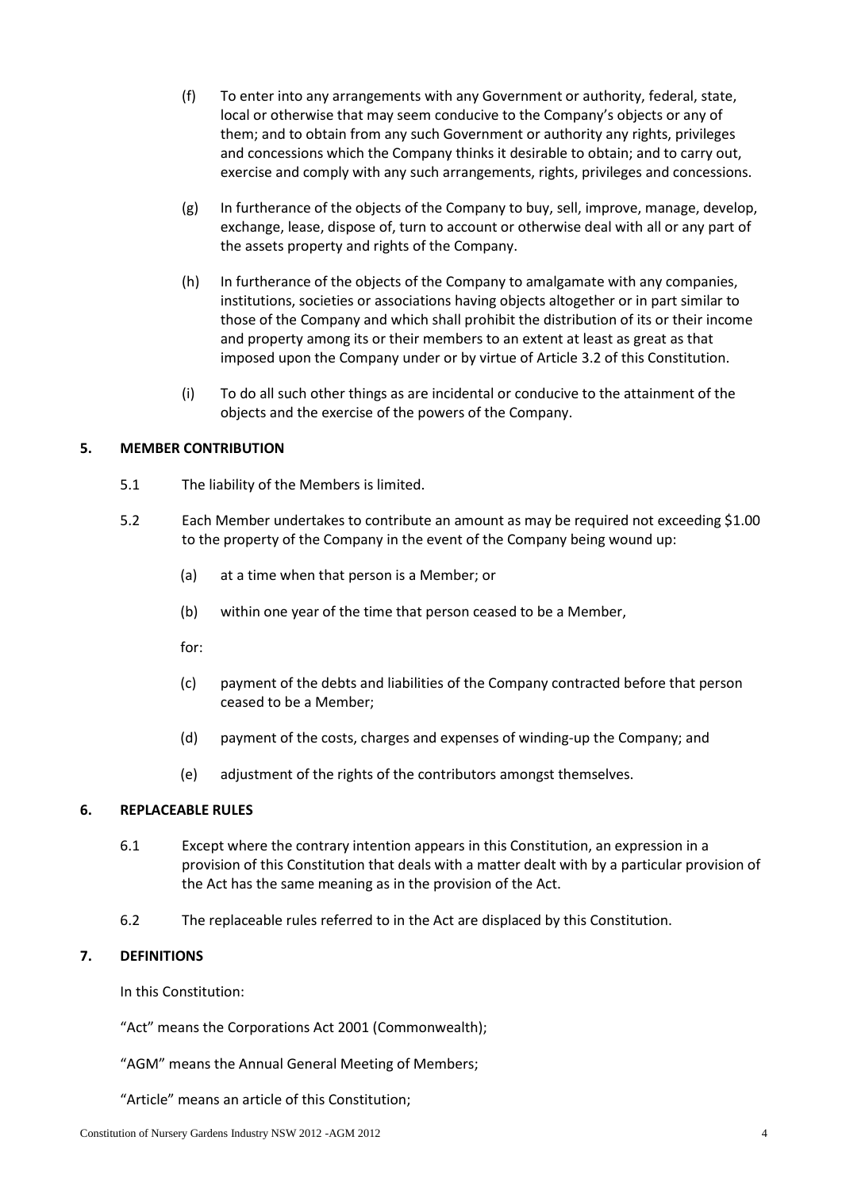(f) To enter into any arrangements with any Government or authority, federal, state, local or otherwise that may seem conducive to the Company's objects or any of them; and to obtain from any such Government or authority any rights, privileges and concessions which the Company thinks it desirable to obtain; and to carry out, exercise and comply with any such arrangements, rights, privileges and concessions.

(g) In furtherance of the objects of the Company to buy, sell, improve, manage, develop, exchange, lease, dispose of, turn to account or otherwise deal with all or any part of the assets property and rights of the Company.

(h) In furtherance of the objects of the Company to amalgamate with any companies, institutions, societies or associations having objects altogether or in part similar to those of the Company and which shall prohibit the distribution of its or their income and property among its or their members to an extent at least as great as that imposed upon the Company under or by virtue of Article 3.2 of this Constitution.

(i) To do all such other things as are incidental or conducive to the attainment of the objects and the exercise of the powers of the Company.

## 5. MEMBER CONTRIBUTION

5.1 The liability of the Members is limited.

5.2 Each Member undertakes to contribute an amount as may be required not exceeding $1.00 to the property of the Company in the event of the Company being wound up:

(a) at a time when that person is a Member; or

(b) within one year of the time that person ceased to be a Member,

for:

(c) payment of the debts and liabilities of the Company contracted before that person ceased to be a Member;

(d) payment of the costs, charges and expenses of winding-up the Company; and

(e) adjustment of the rights of the contributors amongst themselves.

## 6. REPLACEABLE RULES

6.1 Except where the contrary intention appears in this Constitution, an expression in a provision of this Constitution that deals with a matter dealt with by a particular provision of the Act has the same meaning as in the provision of the Act.

6.2 The replaceable rules referred to in the Act are displaced by this Constitution.

## 7. DEFINITIONS

In this Constitution:

"Act" means the Corporations Act 2001 (Commonwealth);

"AGM" means the Annual General Meeting of Members;

"Article" means an article of this Constitution;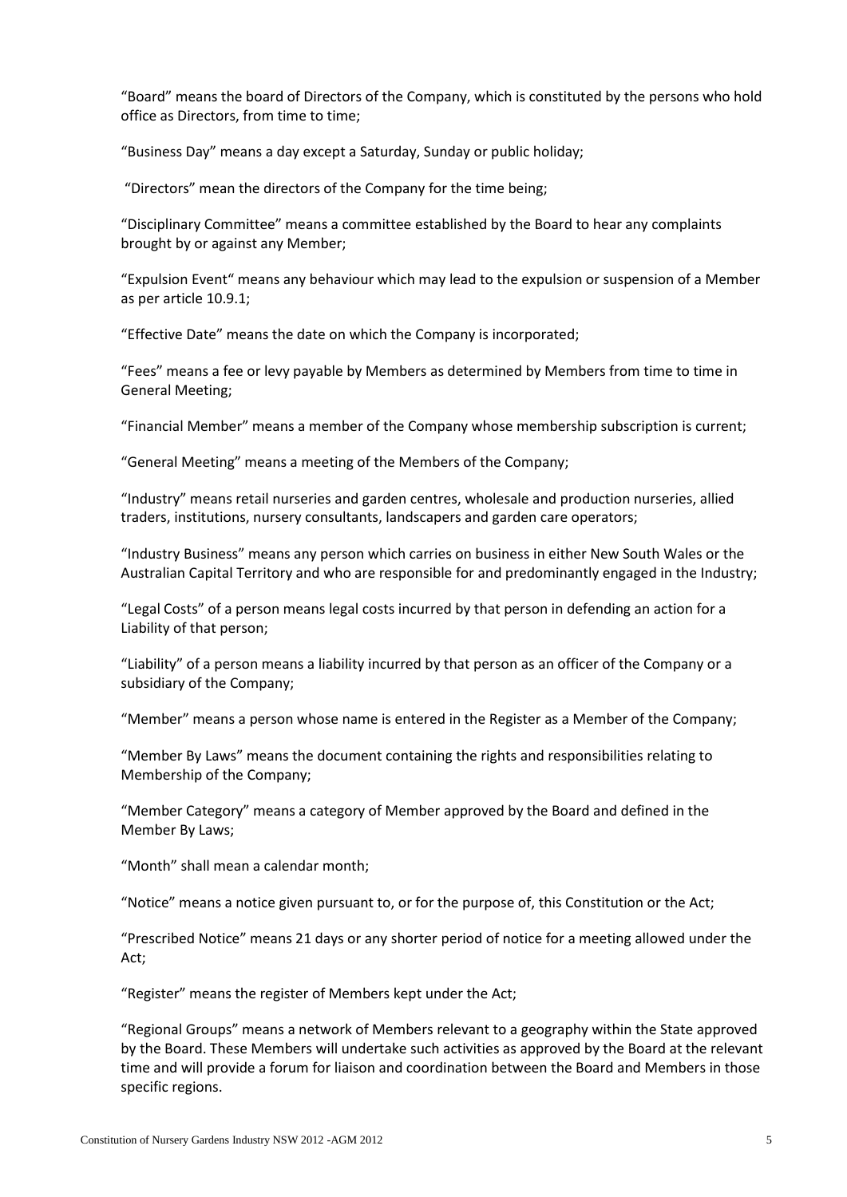"Board" means the board of Directors of the Company, which is constituted by the persons who hold office as Directors, from time to time;

"Business Day" means a day except a Saturday, Sunday or public holiday;

"Directors" mean the directors of the Company for the time being;

"Disciplinary Committee" means a committee established by the Board to hear any complaints brought by or against any Member;

"Expulsion Event" means any behaviour which may lead to the expulsion or suspension of a Member as per article 10.9.1;

"Effective Date" means the date on which the Company is incorporated;

"Fees" means a fee or levy payable by Members as determined by Members from time to time in General Meeting;

"Financial Member" means a member of the Company whose membership subscription is current;

"General Meeting" means a meeting of the Members of the Company;

"Industry" means retail nurseries and garden centres, wholesale and production nurseries, allied traders, institutions, nursery consultants, landscapers and garden care operators;

"Industry Business" means any person which carries on business in either New South Wales or the Australian Capital Territory and who are responsible for and predominantly engaged in the Industry;

"Legal Costs" of a person means legal costs incurred by that person in defending an action for a Liability of that person;

"Liability" of a person means a liability incurred by that person as an officer of the Company or a subsidiary of the Company;

"Member" means a person whose name is entered in the Register as a Member of the Company;

"Member By Laws" means the document containing the rights and responsibilities relating to Membership of the Company;

"Member Category" means a category of Member approved by the Board and defined in the Member By Laws;

"Month" shall mean a calendar month;

"Notice" means a notice given pursuant to, or for the purpose of, this Constitution or the Act;

"Prescribed Notice" means 21 days or any shorter period of notice for a meeting allowed under the Act;

"Register" means the register of Members kept under the Act;

"Regional Groups" means a network of Members relevant to a geography within the State approved by the Board. These Members will undertake such activities as approved by the Board at the relevant time and will provide a forum for liaison and coordination between the Board and Members in those specific regions.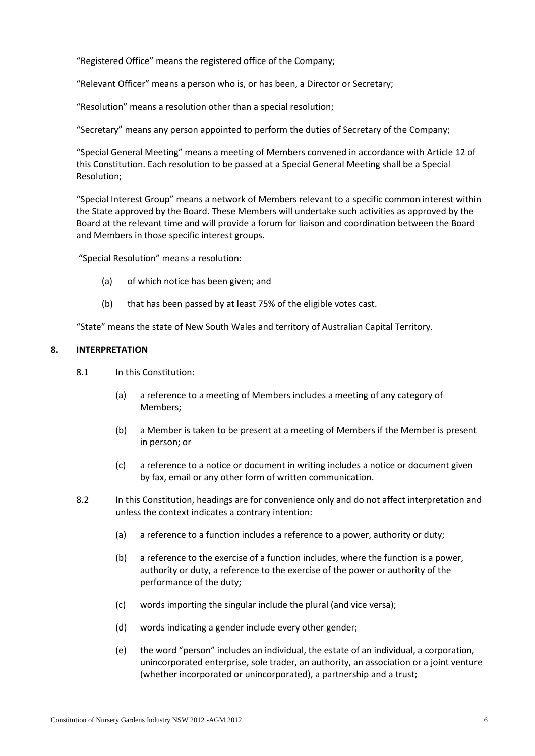"Registered Office" means the registered office of the Company;

"Relevant Officer" means a person who is, or has been, a Director or Secretary;

"Resolution" means a resolution other than a special resolution;

"Secretary" means any person appointed to perform the duties of Secretary of the Company;

"Special General Meeting" means a meeting of Members convened in accordance with Article 12 of this Constitution. Each resolution to be passed at a Special General Meeting shall be a Special Resolution;

"Special Interest Group" means a network of Members relevant to a specific common interest within the State approved by the Board. These Members will undertake such activities as approved by the Board at the relevant time and will provide a forum for liaison and coordination between the Board and Members in those specific interest groups.

"Special Resolution" means a resolution:

(a) of which notice has been given; and

(b) that has been passed by at least 75% of the eligible votes cast.

"State" means the state of New South Wales and territory of Australian Capital Territory.

## 8. INTERPRETATION

8.1 In this Constitution:

(a) a reference to a meeting of Members includes a meeting of any category of Members;

(b) a Member is taken to be present at a meeting of Members if the Member is present in person; or

(c) a reference to a notice or document in writing includes a notice or document given by fax, email or any other form of written communication.

8.2 In this Constitution, headings are for convenience only and do not affect interpretation and unless the context indicates a contrary intention:

(a) a reference to a function includes a reference to a power, authority or duty;

(b) a reference to the exercise of a function includes, where the function is a power, authority or duty, a reference to the exercise of the power or authority of the performance of the duty;

(c) words importing the singular include the plural (and vice versa);

(d) words indicating a gender include every other gender;

(e) the word "person" includes an individual, the estate of an individual, a corporation, unincorporated enterprise, sole trader, an authority, an association or a joint venture (whether incorporated or unincorporated), a partnership and a trust;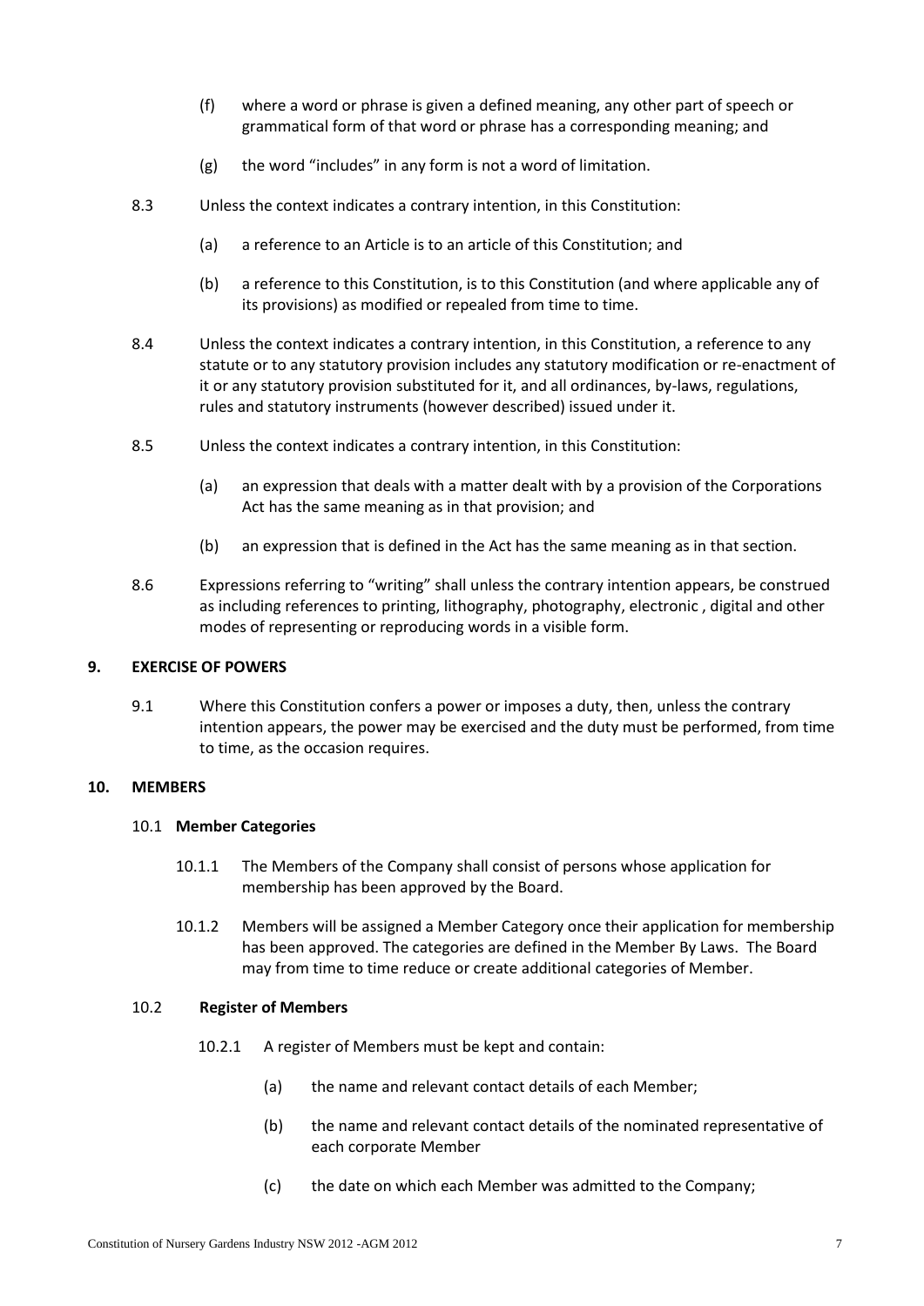(f) where a word or phrase is given a defined meaning, any other part of speech or grammatical form of that word or phrase has a corresponding meaning; and

(g) the word "includes" in any form is not a word of limitation.

8.3 Unless the context indicates a contrary intention, in this Constitution:

(a) a reference to an Article is to an article of this Constitution; and

(b) a reference to this Constitution, is to this Constitution (and where applicable any of its provisions) as modified or repealed from time to time.

8.4 Unless the context indicates a contrary intention, in this Constitution, a reference to any statute or to any statutory provision includes any statutory modification or re-enactment of it or any statutory provision substituted for it, and all ordinances, by-laws, regulations, rules and statutory instruments (however described) issued under it.

8.5 Unless the context indicates a contrary intention, in this Constitution:

(a) an expression that deals with a matter dealt with by a provision of the Corporations Act has the same meaning as in that provision; and

(b) an expression that is defined in the Act has the same meaning as in that section.

8.6 Expressions referring to "writing" shall unless the contrary intention appears, be construed as including references to printing, lithography, photography, electronic , digital and other modes of representing or reproducing words in a visible form.

## 9. EXERCISE OF POWERS

9.1 Where this Constitution confers a power or imposes a duty, then, unless the contrary intention appears, the power may be exercised and the duty must be performed, from time to time, as the occasion requires.

## 10. MEMBERS

### 10.1 Member Categories

10.1.1 The Members of the Company shall consist of persons whose application for membership has been approved by the Board.

10.1.2 Members will be assigned a Member Category once their application for membership has been approved. The categories are defined in the Member By Laws. The Board may from time to time reduce or create additional categories of Member.

### 10.2 Register of Members

10.2.1 A register of Members must be kept and contain:

(a) the name and relevant contact details of each Member;

(b) the name and relevant contact details of the nominated representative of each corporate Member

(c) the date on which each Member was admitted to the Company;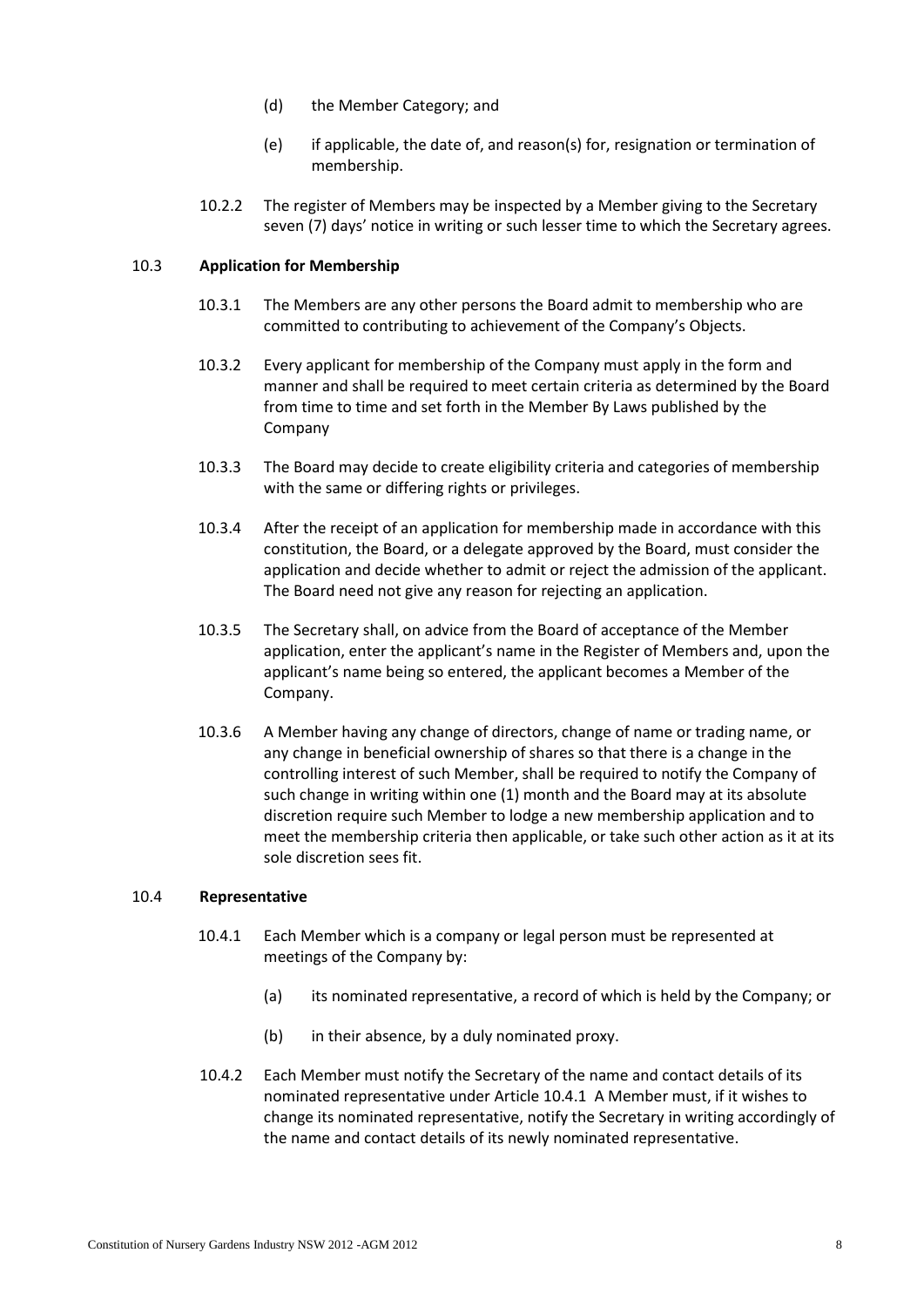(d) the Member Category; and

(e) if applicable, the date of, and reason(s) for, resignation or termination of membership.

10.2.2 The register of Members may be inspected by a Member giving to the Secretary seven (7) days' notice in writing or such lesser time to which the Secretary agrees.

### 10.3 Application for Membership

10.3.1 The Members are any other persons the Board admit to membership who are committed to contributing to achievement of the Company's Objects.

10.3.2 Every applicant for membership of the Company must apply in the form and manner and shall be required to meet certain criteria as determined by the Board from time to time and set forth in the Member By Laws published by the Company

10.3.3 The Board may decide to create eligibility criteria and categories of membership with the same or differing rights or privileges.

10.3.4 After the receipt of an application for membership made in accordance with this constitution, the Board, or a delegate approved by the Board, must consider the application and decide whether to admit or reject the admission of the applicant. The Board need not give any reason for rejecting an application.

10.3.5 The Secretary shall, on advice from the Board of acceptance of the Member application, enter the applicant's name in the Register of Members and, upon the applicant's name being so entered, the applicant becomes a Member of the Company.

10.3.6 A Member having any change of directors, change of name or trading name, or any change in beneficial ownership of shares so that there is a change in the controlling interest of such Member, shall be required to notify the Company of such change in writing within one (1) month and the Board may at its absolute discretion require such Member to lodge a new membership application and to meet the membership criteria then applicable, or take such other action as it at its sole discretion sees fit.

### 10.4 Representative

10.4.1 Each Member which is a company or legal person must be represented at meetings of the Company by:

(a) its nominated representative, a record of which is held by the Company; or

(b) in their absence, by a duly nominated proxy.

10.4.2 Each Member must notify the Secretary of the name and contact details of its nominated representative under Article 10.4.1 A Member must, if it wishes to change its nominated representative, notify the Secretary in writing accordingly of the name and contact details of its newly nominated representative.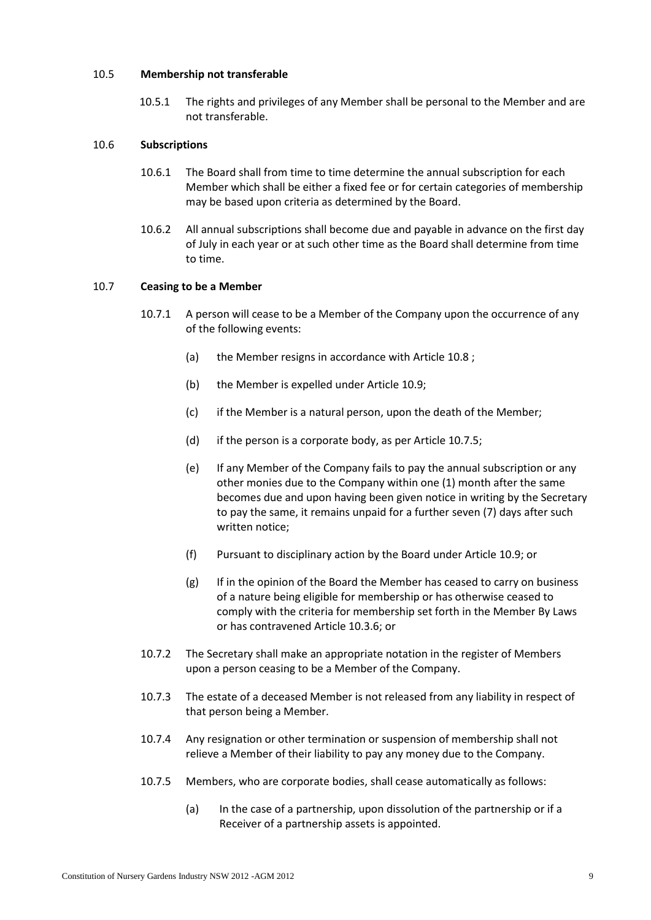### 10.5 **Membership not transferable**

10.5.1 The rights and privileges of any Member shall be personal to the Member and are not transferable.

### 10.6 **Subscriptions**

10.6.1 The Board shall from time to time determine the annual subscription for each Member which shall be either a fixed fee or for certain categories of membership may be based upon criteria as determined by the Board.

10.6.2 All annual subscriptions shall become due and payable in advance on the first day of July in each year or at such other time as the Board shall determine from time to time.

### 10.7 **Ceasing to be a Member**

10.7.1 A person will cease to be a Member of the Company upon the occurrence of any of the following events:

(a) the Member resigns in accordance with Article 10.8 ;

(b) the Member is expelled under Article 10.9;

(c) if the Member is a natural person, upon the death of the Member;

(d) if the person is a corporate body, as per Article 10.7.5;

(e) If any Member of the Company fails to pay the annual subscription or any other monies due to the Company within one (1) month after the same becomes due and upon having been given notice in writing by the Secretary to pay the same, it remains unpaid for a further seven (7) days after such written notice;

(f) Pursuant to disciplinary action by the Board under Article 10.9; or

(g) If in the opinion of the Board the Member has ceased to carry on business of a nature being eligible for membership or has otherwise ceased to comply with the criteria for membership set forth in the Member By Laws or has contravened Article 10.3.6; or

10.7.2 The Secretary shall make an appropriate notation in the register of Members upon a person ceasing to be a Member of the Company.

10.7.3 The estate of a deceased Member is not released from any liability in respect of that person being a Member.

10.7.4 Any resignation or other termination or suspension of membership shall not relieve a Member of their liability to pay any money due to the Company.

10.7.5 Members, who are corporate bodies, shall cease automatically as follows:

(a) In the case of a partnership, upon dissolution of the partnership or if a Receiver of a partnership assets is appointed.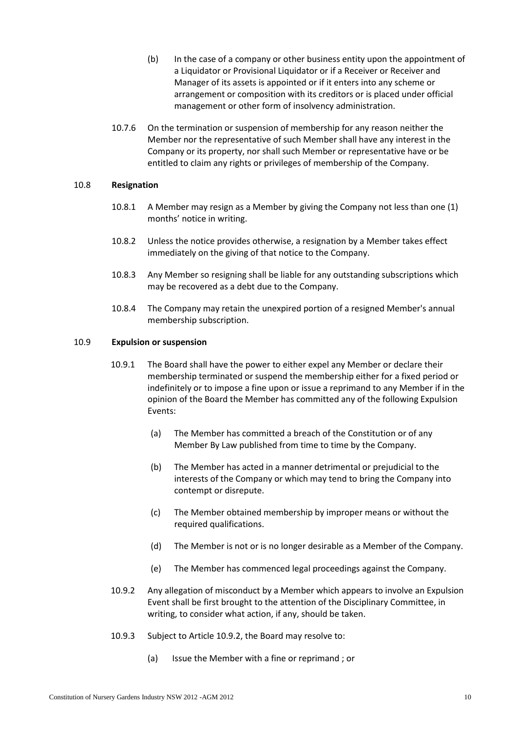(b) In the case of a company or other business entity upon the appointment of a Liquidator or Provisional Liquidator or if a Receiver or Receiver and Manager of its assets is appointed or if it enters into any scheme or arrangement or composition with its creditors or is placed under official management or other form of insolvency administration.

10.7.6 On the termination or suspension of membership for any reason neither the Member nor the representative of such Member shall have any interest in the Company or its property, nor shall such Member or representative have or be entitled to claim any rights or privileges of membership of the Company.

### 10.8 Resignation

10.8.1 A Member may resign as a Member by giving the Company not less than one (1) months' notice in writing.

10.8.2 Unless the notice provides otherwise, a resignation by a Member takes effect immediately on the giving of that notice to the Company.

10.8.3 Any Member so resigning shall be liable for any outstanding subscriptions which may be recovered as a debt due to the Company.

10.8.4 The Company may retain the unexpired portion of a resigned Member's annual membership subscription.

### 10.9 Expulsion or suspension

10.9.1 The Board shall have the power to either expel any Member or declare their membership terminated or suspend the membership either for a fixed period or indefinitely or to impose a fine upon or issue a reprimand to any Member if in the opinion of the Board the Member has committed any of the following Expulsion Events:

(a) The Member has committed a breach of the Constitution or of any Member By Law published from time to time by the Company.

(b) The Member has acted in a manner detrimental or prejudicial to the interests of the Company or which may tend to bring the Company into contempt or disrepute.

(c) The Member obtained membership by improper means or without the required qualifications.

(d) The Member is not or is no longer desirable as a Member of the Company.

(e) The Member has commenced legal proceedings against the Company.

10.9.2 Any allegation of misconduct by a Member which appears to involve an Expulsion Event shall be first brought to the attention of the Disciplinary Committee, in writing, to consider what action, if any, should be taken.

10.9.3 Subject to Article 10.9.2, the Board may resolve to:

(a) Issue the Member with a fine or reprimand ; or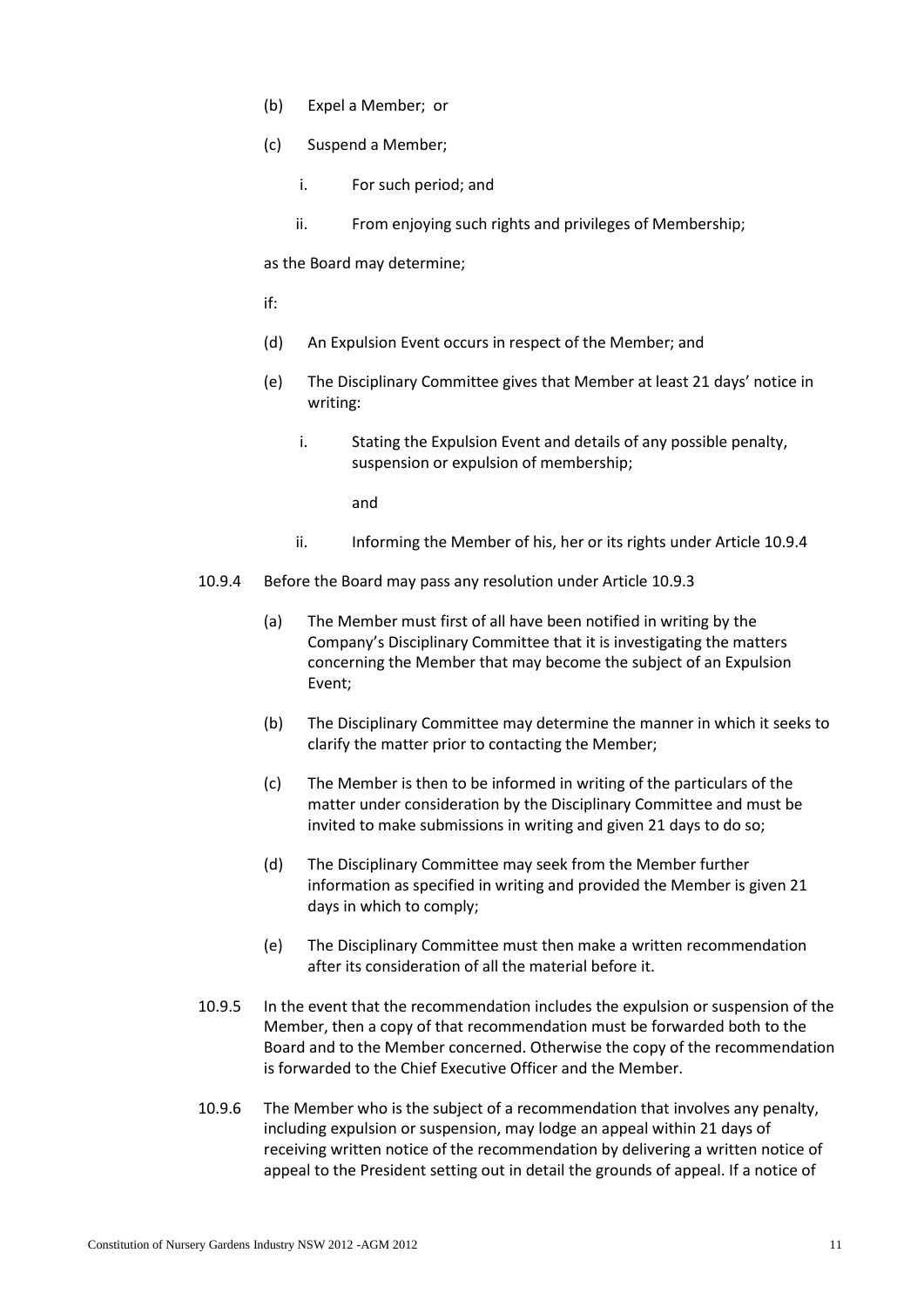(b) Expel a Member; or

(c) Suspend a Member;

i. For such period; and

ii. From enjoying such rights and privileges of Membership;

as the Board may determine;

if:

(d) An Expulsion Event occurs in respect of the Member; and

(e) The Disciplinary Committee gives that Member at least 21 days' notice in writing:

i. Stating the Expulsion Event and details of any possible penalty, suspension or expulsion of membership;

and

ii. Informing the Member of his, her or its rights under Article 10.9.4

10.9.4 Before the Board may pass any resolution under Article 10.9.3

(a) The Member must first of all have been notified in writing by the Company's Disciplinary Committee that it is investigating the matters concerning the Member that may become the subject of an Expulsion Event;

(b) The Disciplinary Committee may determine the manner in which it seeks to clarify the matter prior to contacting the Member;

(c) The Member is then to be informed in writing of the particulars of the matter under consideration by the Disciplinary Committee and must be invited to make submissions in writing and given 21 days to do so;

(d) The Disciplinary Committee may seek from the Member further information as specified in writing and provided the Member is given 21 days in which to comply;

(e) The Disciplinary Committee must then make a written recommendation after its consideration of all the material before it.

10.9.5 In the event that the recommendation includes the expulsion or suspension of the Member, then a copy of that recommendation must be forwarded both to the Board and to the Member concerned. Otherwise the copy of the recommendation is forwarded to the Chief Executive Officer and the Member.

10.9.6 The Member who is the subject of a recommendation that involves any penalty, including expulsion or suspension, may lodge an appeal within 21 days of receiving written notice of the recommendation by delivering a written notice of appeal to the President setting out in detail the grounds of appeal. If a notice of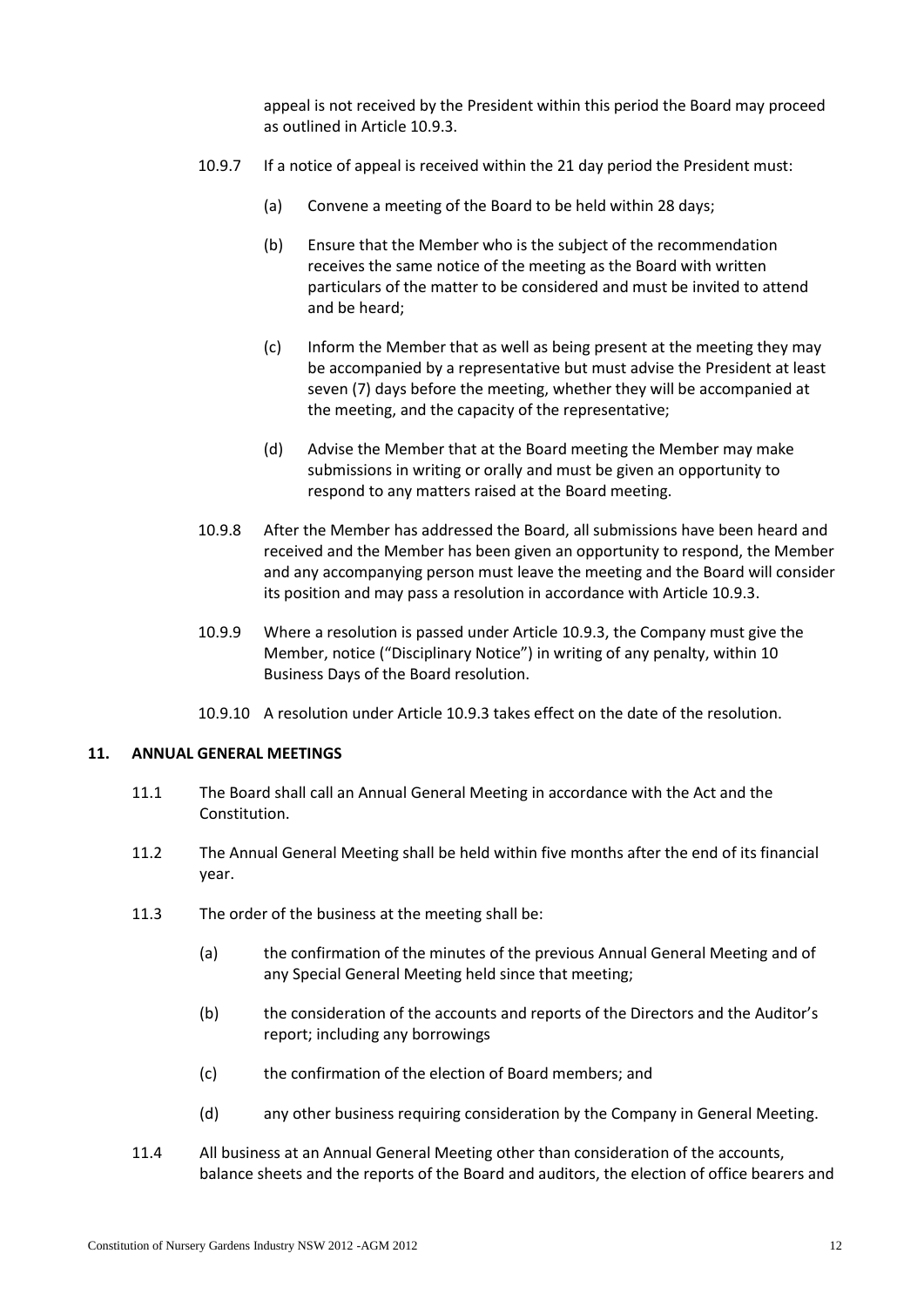appeal is not received by the President within this period the Board may proceed as outlined in Article 10.9.3.

10.9.7 If a notice of appeal is received within the 21 day period the President must:

(a) Convene a meeting of the Board to be held within 28 days;

(b) Ensure that the Member who is the subject of the recommendation receives the same notice of the meeting as the Board with written particulars of the matter to be considered and must be invited to attend and be heard;

(c) Inform the Member that as well as being present at the meeting they may be accompanied by a representative but must advise the President at least seven (7) days before the meeting, whether they will be accompanied at the meeting, and the capacity of the representative;

(d) Advise the Member that at the Board meeting the Member may make submissions in writing or orally and must be given an opportunity to respond to any matters raised at the Board meeting.

10.9.8 After the Member has addressed the Board, all submissions have been heard and received and the Member has been given an opportunity to respond, the Member and any accompanying person must leave the meeting and the Board will consider its position and may pass a resolution in accordance with Article 10.9.3.

10.9.9 Where a resolution is passed under Article 10.9.3, the Company must give the Member, notice ("Disciplinary Notice") in writing of any penalty, within 10 Business Days of the Board resolution.

10.9.10 A resolution under Article 10.9.3 takes effect on the date of the resolution.

## 11. ANNUAL GENERAL MEETINGS

11.1 The Board shall call an Annual General Meeting in accordance with the Act and the Constitution.

11.2 The Annual General Meeting shall be held within five months after the end of its financial year.

11.3 The order of the business at the meeting shall be:

(a) the confirmation of the minutes of the previous Annual General Meeting and of any Special General Meeting held since that meeting;

(b) the consideration of the accounts and reports of the Directors and the Auditor's report; including any borrowings

(c) the confirmation of the election of Board members; and

(d) any other business requiring consideration by the Company in General Meeting.

11.4 All business at an Annual General Meeting other than consideration of the accounts, balance sheets and the reports of the Board and auditors, the election of office bearers and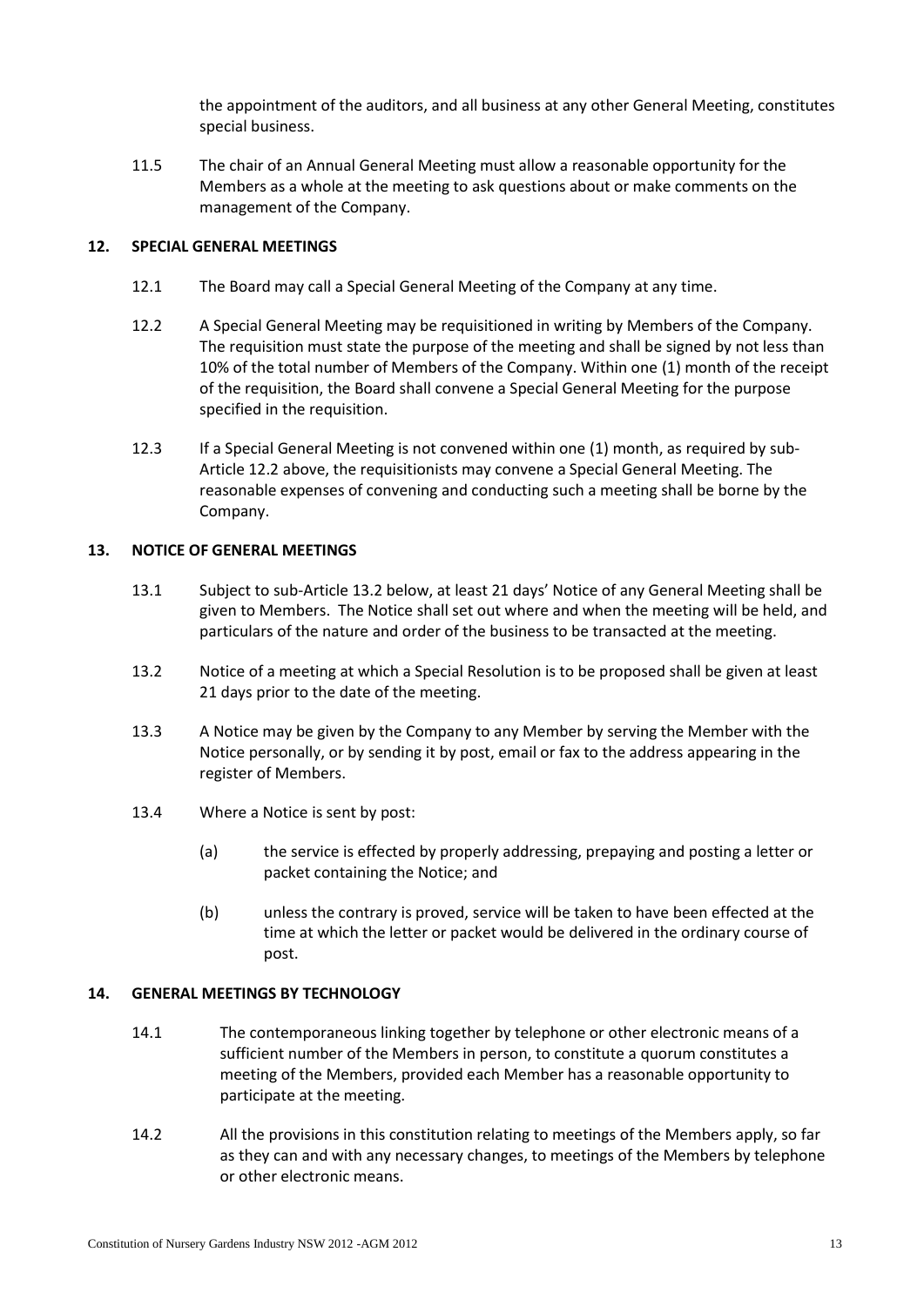the appointment of the auditors, and all business at any other General Meeting, constitutes special business.

11.5 The chair of an Annual General Meeting must allow a reasonable opportunity for the Members as a whole at the meeting to ask questions about or make comments on the management of the Company.

## 12. SPECIAL GENERAL MEETINGS

12.1 The Board may call a Special General Meeting of the Company at any time.

12.2 A Special General Meeting may be requisitioned in writing by Members of the Company. The requisition must state the purpose of the meeting and shall be signed by not less than 10% of the total number of Members of the Company. Within one (1) month of the receipt of the requisition, the Board shall convene a Special General Meeting for the purpose specified in the requisition.

12.3 If a Special General Meeting is not convened within one (1) month, as required by sub-Article 12.2 above, the requisitionists may convene a Special General Meeting. The reasonable expenses of convening and conducting such a meeting shall be borne by the Company.

## 13. NOTICE OF GENERAL MEETINGS

13.1 Subject to sub-Article 13.2 below, at least 21 days' Notice of any General Meeting shall be given to Members. The Notice shall set out where and when the meeting will be held, and particulars of the nature and order of the business to be transacted at the meeting.

13.2 Notice of a meeting at which a Special Resolution is to be proposed shall be given at least 21 days prior to the date of the meeting.

13.3 A Notice may be given by the Company to any Member by serving the Member with the Notice personally, or by sending it by post, email or fax to the address appearing in the register of Members.

13.4 Where a Notice is sent by post:

(a) the service is effected by properly addressing, prepaying and posting a letter or packet containing the Notice; and

(b) unless the contrary is proved, service will be taken to have been effected at the time at which the letter or packet would be delivered in the ordinary course of post.

## 14. GENERAL MEETINGS BY TECHNOLOGY

14.1 The contemporaneous linking together by telephone or other electronic means of a sufficient number of the Members in person, to constitute a quorum constitutes a meeting of the Members, provided each Member has a reasonable opportunity to participate at the meeting.

14.2 All the provisions in this constitution relating to meetings of the Members apply, so far as they can and with any necessary changes, to meetings of the Members by telephone or other electronic means.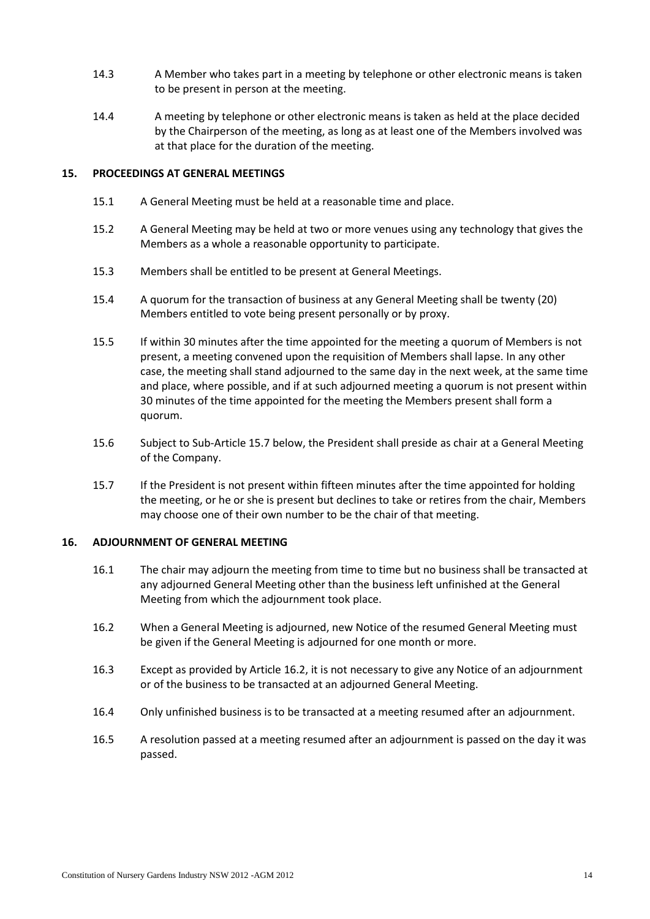14.3 A Member who takes part in a meeting by telephone or other electronic means is taken to be present in person at the meeting.

14.4 A meeting by telephone or other electronic means is taken as held at the place decided by the Chairperson of the meeting, as long as at least one of the Members involved was at that place for the duration of the meeting.

## 15. PROCEEDINGS AT GENERAL MEETINGS

15.1 A General Meeting must be held at a reasonable time and place.

15.2 A General Meeting may be held at two or more venues using any technology that gives the Members as a whole a reasonable opportunity to participate.

15.3 Members shall be entitled to be present at General Meetings.

15.4 A quorum for the transaction of business at any General Meeting shall be twenty (20) Members entitled to vote being present personally or by proxy.

15.5 If within 30 minutes after the time appointed for the meeting a quorum of Members is not present, a meeting convened upon the requisition of Members shall lapse. In any other case, the meeting shall stand adjourned to the same day in the next week, at the same time and place, where possible, and if at such adjourned meeting a quorum is not present within 30 minutes of the time appointed for the meeting the Members present shall form a quorum.

15.6 Subject to Sub-Article 15.7 below, the President shall preside as chair at a General Meeting of the Company.

15.7 If the President is not present within fifteen minutes after the time appointed for holding the meeting, or he or she is present but declines to take or retires from the chair, Members may choose one of their own number to be the chair of that meeting.

## 16. ADJOURNMENT OF GENERAL MEETING

16.1 The chair may adjourn the meeting from time to time but no business shall be transacted at any adjourned General Meeting other than the business left unfinished at the General Meeting from which the adjournment took place.

16.2 When a General Meeting is adjourned, new Notice of the resumed General Meeting must be given if the General Meeting is adjourned for one month or more.

16.3 Except as provided by Article 16.2, it is not necessary to give any Notice of an adjournment or of the business to be transacted at an adjourned General Meeting.

16.4 Only unfinished business is to be transacted at a meeting resumed after an adjournment.

16.5 A resolution passed at a meeting resumed after an adjournment is passed on the day it was passed.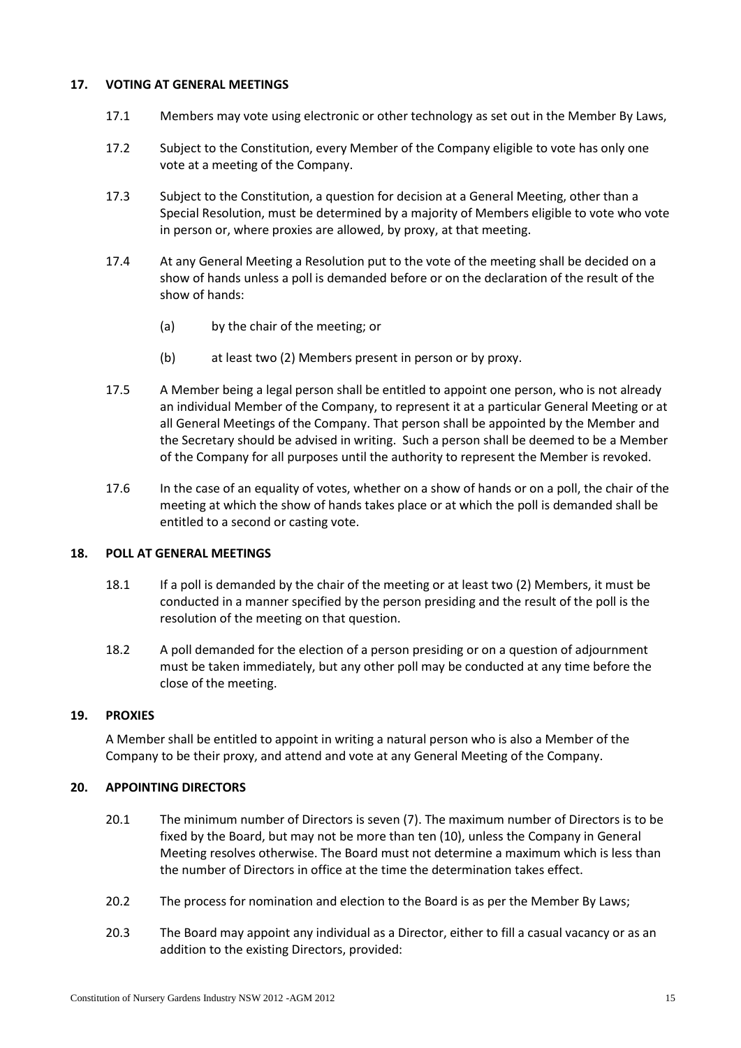## 17. VOTING AT GENERAL MEETINGS

17.1 Members may vote using electronic or other technology as set out in the Member By Laws,

17.2 Subject to the Constitution, every Member of the Company eligible to vote has only one vote at a meeting of the Company.

17.3 Subject to the Constitution, a question for decision at a General Meeting, other than a Special Resolution, must be determined by a majority of Members eligible to vote who vote in person or, where proxies are allowed, by proxy, at that meeting.

17.4 At any General Meeting a Resolution put to the vote of the meeting shall be decided on a show of hands unless a poll is demanded before or on the declaration of the result of the show of hands:

(a) by the chair of the meeting; or

(b) at least two (2) Members present in person or by proxy.

17.5 A Member being a legal person shall be entitled to appoint one person, who is not already an individual Member of the Company, to represent it at a particular General Meeting or at all General Meetings of the Company. That person shall be appointed by the Member and the Secretary should be advised in writing. Such a person shall be deemed to be a Member of the Company for all purposes until the authority to represent the Member is revoked.

17.6 In the case of an equality of votes, whether on a show of hands or on a poll, the chair of the meeting at which the show of hands takes place or at which the poll is demanded shall be entitled to a second or casting vote.

## 18. POLL AT GENERAL MEETINGS

18.1 If a poll is demanded by the chair of the meeting or at least two (2) Members, it must be conducted in a manner specified by the person presiding and the result of the poll is the resolution of the meeting on that question.

18.2 A poll demanded for the election of a person presiding or on a question of adjournment must be taken immediately, but any other poll may be conducted at any time before the close of the meeting.

## 19. PROXIES

A Member shall be entitled to appoint in writing a natural person who is also a Member of the Company to be their proxy, and attend and vote at any General Meeting of the Company.

## 20. APPOINTING DIRECTORS

20.1 The minimum number of Directors is seven (7). The maximum number of Directors is to be fixed by the Board, but may not be more than ten (10), unless the Company in General Meeting resolves otherwise. The Board must not determine a maximum which is less than the number of Directors in office at the time the determination takes effect.

20.2 The process for nomination and election to the Board is as per the Member By Laws;

20.3 The Board may appoint any individual as a Director, either to fill a casual vacancy or as an addition to the existing Directors, provided: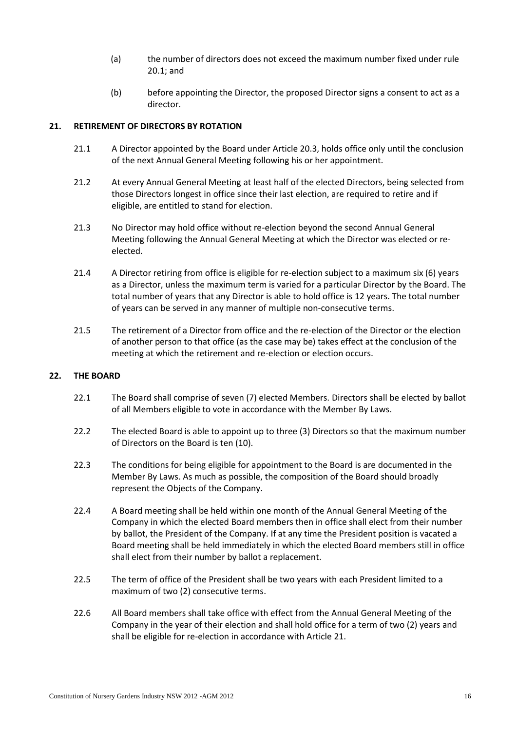(a) the number of directors does not exceed the maximum number fixed under rule 20.1; and

(b) before appointing the Director, the proposed Director signs a consent to act as a director.

## 21. RETIREMENT OF DIRECTORS BY ROTATION

21.1 A Director appointed by the Board under Article 20.3, holds office only until the conclusion of the next Annual General Meeting following his or her appointment.

21.2 At every Annual General Meeting at least half of the elected Directors, being selected from those Directors longest in office since their last election, are required to retire and if eligible, are entitled to stand for election.

21.3 No Director may hold office without re-election beyond the second Annual General Meeting following the Annual General Meeting at which the Director was elected or re-elected.

21.4 A Director retiring from office is eligible for re-election subject to a maximum six (6) years as a Director, unless the maximum term is varied for a particular Director by the Board. The total number of years that any Director is able to hold office is 12 years. The total number of years can be served in any manner of multiple non-consecutive terms.

21.5 The retirement of a Director from office and the re-election of the Director or the election of another person to that office (as the case may be) takes effect at the conclusion of the meeting at which the retirement and re-election or election occurs.

## 22. THE BOARD

22.1 The Board shall comprise of seven (7) elected Members. Directors shall be elected by ballot of all Members eligible to vote in accordance with the Member By Laws.

22.2 The elected Board is able to appoint up to three (3) Directors so that the maximum number of Directors on the Board is ten (10).

22.3 The conditions for being eligible for appointment to the Board is are documented in the Member By Laws. As much as possible, the composition of the Board should broadly represent the Objects of the Company.

22.4 A Board meeting shall be held within one month of the Annual General Meeting of the Company in which the elected Board members then in office shall elect from their number by ballot, the President of the Company. If at any time the President position is vacated a Board meeting shall be held immediately in which the elected Board members still in office shall elect from their number by ballot a replacement.

22.5 The term of office of the President shall be two years with each President limited to a maximum of two (2) consecutive terms.

22.6 All Board members shall take office with effect from the Annual General Meeting of the Company in the year of their election and shall hold office for a term of two (2) years and shall be eligible for re-election in accordance with Article 21.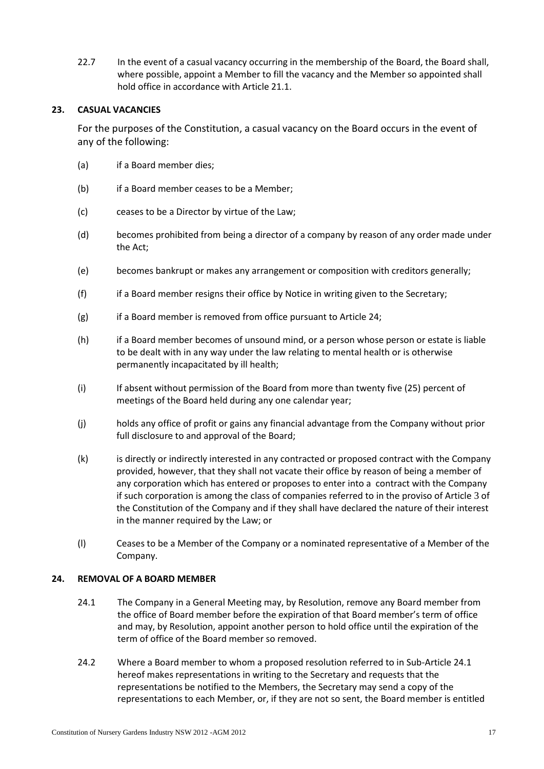22.7 In the event of a casual vacancy occurring in the membership of the Board, the Board shall, where possible, appoint a Member to fill the vacancy and the Member so appointed shall hold office in accordance with Article 21.1.

## 23. CASUAL VACANCIES

For the purposes of the Constitution, a casual vacancy on the Board occurs in the event of any of the following:

(a) if a Board member dies;

(b) if a Board member ceases to be a Member;

(c) ceases to be a Director by virtue of the Law;

(d) becomes prohibited from being a director of a company by reason of any order made under the Act;

(e) becomes bankrupt or makes any arrangement or composition with creditors generally;

(f) if a Board member resigns their office by Notice in writing given to the Secretary;

(g) if a Board member is removed from office pursuant to Article 24;

(h) if a Board member becomes of unsound mind, or a person whose person or estate is liable to be dealt with in any way under the law relating to mental health or is otherwise permanently incapacitated by ill health;

(i) If absent without permission of the Board from more than twenty five (25) percent of meetings of the Board held during any one calendar year;

(j) holds any office of profit or gains any financial advantage from the Company without prior full disclosure to and approval of the Board;

(k) is directly or indirectly interested in any contracted or proposed contract with the Company provided, however, that they shall not vacate their office by reason of being a member of any corporation which has entered or proposes to enter into a contract with the Company if such corporation is among the class of companies referred to in the proviso of Article 3 of the Constitution of the Company and if they shall have declared the nature of their interest in the manner required by the Law; or

(l) Ceases to be a Member of the Company or a nominated representative of a Member of the Company.

## 24. REMOVAL OF A BOARD MEMBER

24.1 The Company in a General Meeting may, by Resolution, remove any Board member from the office of Board member before the expiration of that Board member's term of office and may, by Resolution, appoint another person to hold office until the expiration of the term of office of the Board member so removed.

24.2 Where a Board member to whom a proposed resolution referred to in Sub-Article 24.1 hereof makes representations in writing to the Secretary and requests that the representations be notified to the Members, the Secretary may send a copy of the representations to each Member, or, if they are not so sent, the Board member is entitled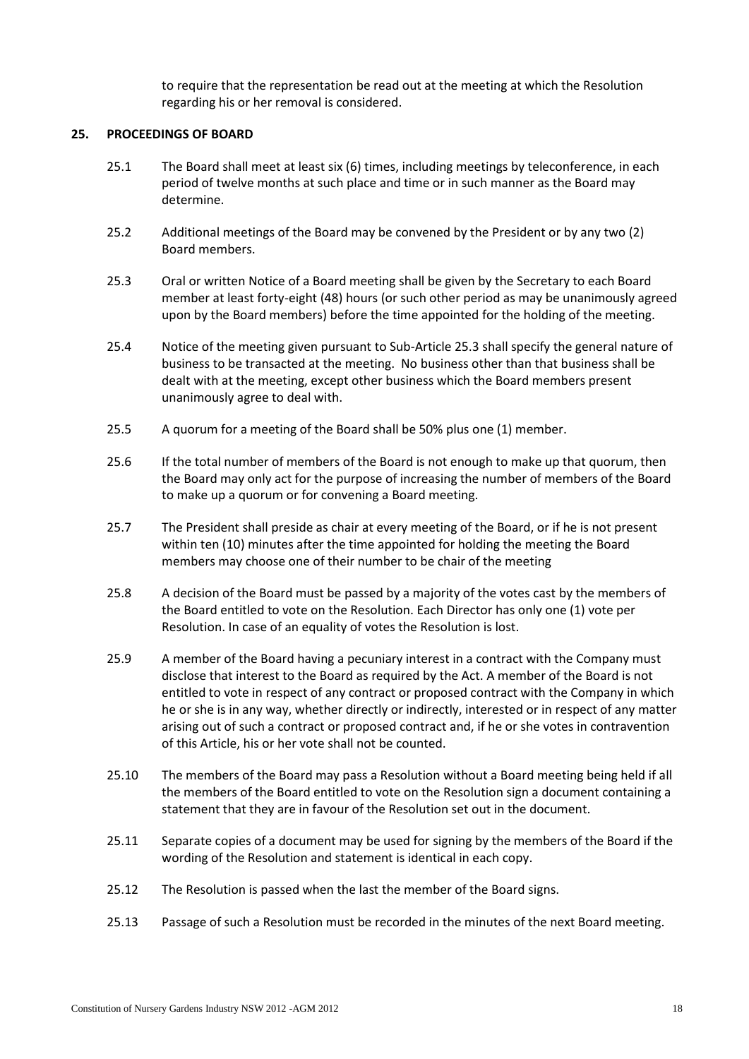to require that the representation be read out at the meeting at which the Resolution regarding his or her removal is considered.

## 25. PROCEEDINGS OF BOARD

25.1 The Board shall meet at least six (6) times, including meetings by teleconference, in each period of twelve months at such place and time or in such manner as the Board may determine.

25.2 Additional meetings of the Board may be convened by the President or by any two (2) Board members.

25.3 Oral or written Notice of a Board meeting shall be given by the Secretary to each Board member at least forty-eight (48) hours (or such other period as may be unanimously agreed upon by the Board members) before the time appointed for the holding of the meeting.

25.4 Notice of the meeting given pursuant to Sub-Article 25.3 shall specify the general nature of business to be transacted at the meeting. No business other than that business shall be dealt with at the meeting, except other business which the Board members present unanimously agree to deal with.

25.5 A quorum for a meeting of the Board shall be 50% plus one (1) member.

25.6 If the total number of members of the Board is not enough to make up that quorum, then the Board may only act for the purpose of increasing the number of members of the Board to make up a quorum or for convening a Board meeting.

25.7 The President shall preside as chair at every meeting of the Board, or if he is not present within ten (10) minutes after the time appointed for holding the meeting the Board members may choose one of their number to be chair of the meeting

25.8 A decision of the Board must be passed by a majority of the votes cast by the members of the Board entitled to vote on the Resolution. Each Director has only one (1) vote per Resolution. In case of an equality of votes the Resolution is lost.

25.9 A member of the Board having a pecuniary interest in a contract with the Company must disclose that interest to the Board as required by the Act. A member of the Board is not entitled to vote in respect of any contract or proposed contract with the Company in which he or she is in any way, whether directly or indirectly, interested or in respect of any matter arising out of such a contract or proposed contract and, if he or she votes in contravention of this Article, his or her vote shall not be counted.

25.10 The members of the Board may pass a Resolution without a Board meeting being held if all the members of the Board entitled to vote on the Resolution sign a document containing a statement that they are in favour of the Resolution set out in the document.

25.11 Separate copies of a document may be used for signing by the members of the Board if the wording of the Resolution and statement is identical in each copy.

25.12 The Resolution is passed when the last the member of the Board signs.

25.13 Passage of such a Resolution must be recorded in the minutes of the next Board meeting.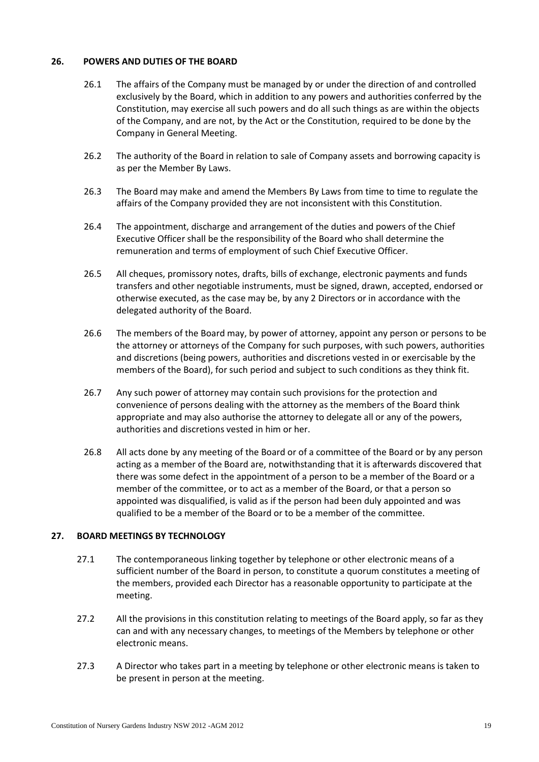## 26. POWERS AND DUTIES OF THE BOARD

26.1 The affairs of the Company must be managed by or under the direction of and controlled exclusively by the Board, which in addition to any powers and authorities conferred by the Constitution, may exercise all such powers and do all such things as are within the objects of the Company, and are not, by the Act or the Constitution, required to be done by the Company in General Meeting.

26.2 The authority of the Board in relation to sale of Company assets and borrowing capacity is as per the Member By Laws.

26.3 The Board may make and amend the Members By Laws from time to time to regulate the affairs of the Company provided they are not inconsistent with this Constitution.

26.4 The appointment, discharge and arrangement of the duties and powers of the Chief Executive Officer shall be the responsibility of the Board who shall determine the remuneration and terms of employment of such Chief Executive Officer.

26.5 All cheques, promissory notes, drafts, bills of exchange, electronic payments and funds transfers and other negotiable instruments, must be signed, drawn, accepted, endorsed or otherwise executed, as the case may be, by any 2 Directors or in accordance with the delegated authority of the Board.

26.6 The members of the Board may, by power of attorney, appoint any person or persons to be the attorney or attorneys of the Company for such purposes, with such powers, authorities and discretions (being powers, authorities and discretions vested in or exercisable by the members of the Board), for such period and subject to such conditions as they think fit.

26.7 Any such power of attorney may contain such provisions for the protection and convenience of persons dealing with the attorney as the members of the Board think appropriate and may also authorise the attorney to delegate all or any of the powers, authorities and discretions vested in him or her.

26.8 All acts done by any meeting of the Board or of a committee of the Board or by any person acting as a member of the Board are, notwithstanding that it is afterwards discovered that there was some defect in the appointment of a person to be a member of the Board or a member of the committee, or to act as a member of the Board, or that a person so appointed was disqualified, is valid as if the person had been duly appointed and was qualified to be a member of the Board or to be a member of the committee.

## 27. BOARD MEETINGS BY TECHNOLOGY

27.1 The contemporaneous linking together by telephone or other electronic means of a sufficient number of the Board in person, to constitute a quorum constitutes a meeting of the members, provided each Director has a reasonable opportunity to participate at the meeting.

27.2 All the provisions in this constitution relating to meetings of the Board apply, so far as they can and with any necessary changes, to meetings of the Members by telephone or other electronic means.

27.3 A Director who takes part in a meeting by telephone or other electronic means is taken to be present in person at the meeting.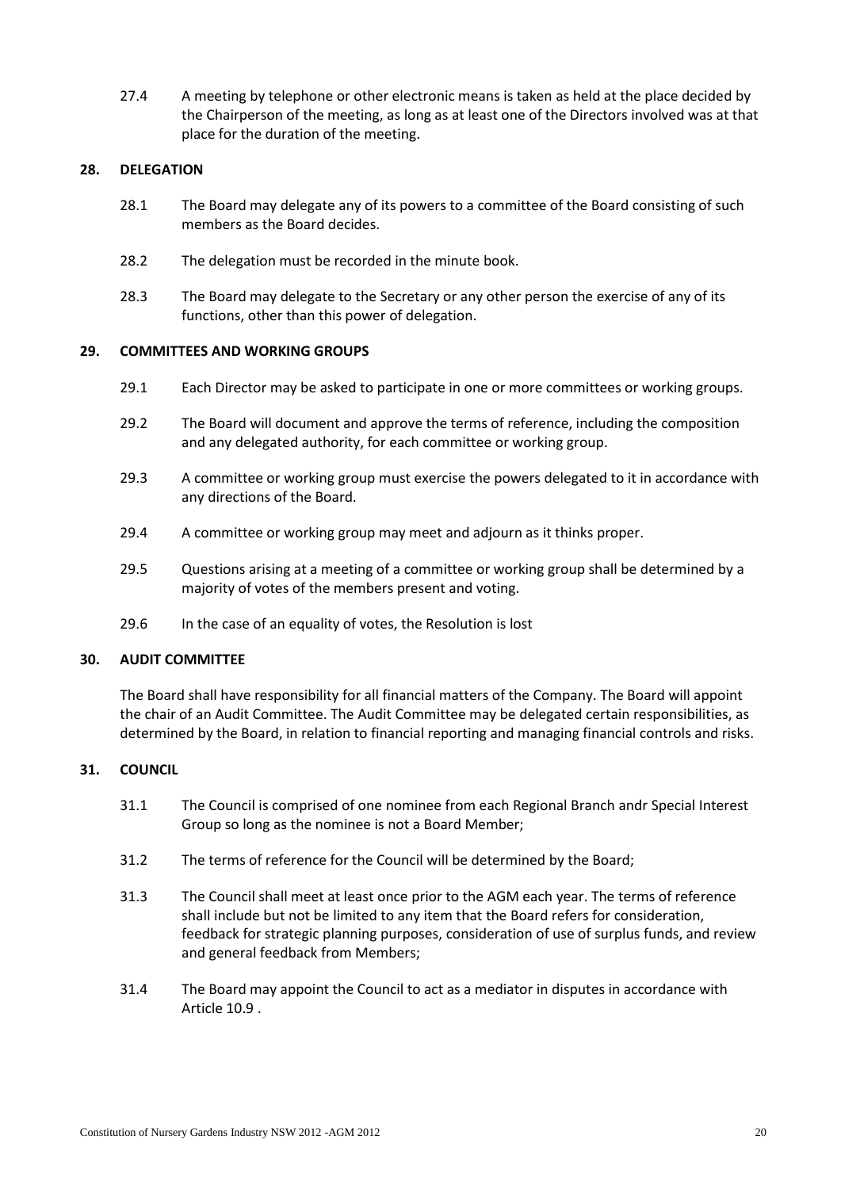27.4 A meeting by telephone or other electronic means is taken as held at the place decided by the Chairperson of the meeting, as long as at least one of the Directors involved was at that place for the duration of the meeting.

## 28. DELEGATION

28.1 The Board may delegate any of its powers to a committee of the Board consisting of such members as the Board decides.

28.2 The delegation must be recorded in the minute book.

28.3 The Board may delegate to the Secretary or any other person the exercise of any of its functions, other than this power of delegation.

## 29. COMMITTEES AND WORKING GROUPS

29.1 Each Director may be asked to participate in one or more committees or working groups.

29.2 The Board will document and approve the terms of reference, including the composition and any delegated authority, for each committee or working group.

29.3 A committee or working group must exercise the powers delegated to it in accordance with any directions of the Board.

29.4 A committee or working group may meet and adjourn as it thinks proper.

29.5 Questions arising at a meeting of a committee or working group shall be determined by a majority of votes of the members present and voting.

29.6 In the case of an equality of votes, the Resolution is lost

## 30. AUDIT COMMITTEE

The Board shall have responsibility for all financial matters of the Company. The Board will appoint the chair of an Audit Committee. The Audit Committee may be delegated certain responsibilities, as determined by the Board, in relation to financial reporting and managing financial controls and risks.

## 31. COUNCIL

31.1 The Council is comprised of one nominee from each Regional Branch andr Special Interest Group so long as the nominee is not a Board Member;

31.2 The terms of reference for the Council will be determined by the Board;

31.3 The Council shall meet at least once prior to the AGM each year. The terms of reference shall include but not be limited to any item that the Board refers for consideration, feedback for strategic planning purposes, consideration of use of surplus funds, and review and general feedback from Members;

31.4 The Board may appoint the Council to act as a mediator in disputes in accordance with Article 10.9 .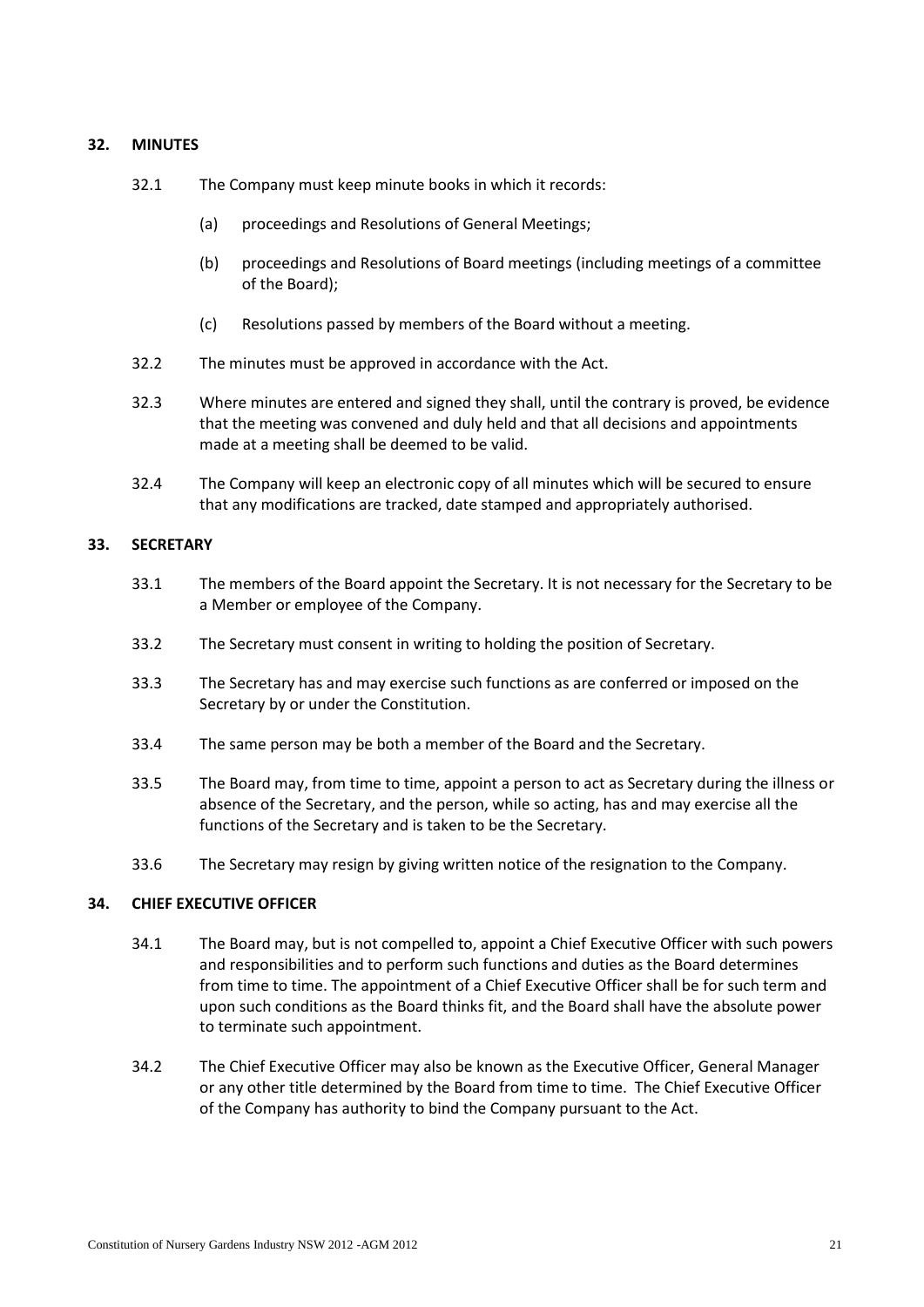## 32. MINUTES

32.1 The Company must keep minute books in which it records:

(a) proceedings and Resolutions of General Meetings;

(b) proceedings and Resolutions of Board meetings (including meetings of a committee of the Board);

(c) Resolutions passed by members of the Board without a meeting.

32.2 The minutes must be approved in accordance with the Act.

32.3 Where minutes are entered and signed they shall, until the contrary is proved, be evidence that the meeting was convened and duly held and that all decisions and appointments made at a meeting shall be deemed to be valid.

32.4 The Company will keep an electronic copy of all minutes which will be secured to ensure that any modifications are tracked, date stamped and appropriately authorised.

## 33. SECRETARY

33.1 The members of the Board appoint the Secretary. It is not necessary for the Secretary to be a Member or employee of the Company.

33.2 The Secretary must consent in writing to holding the position of Secretary.

33.3 The Secretary has and may exercise such functions as are conferred or imposed on the Secretary by or under the Constitution.

33.4 The same person may be both a member of the Board and the Secretary.

33.5 The Board may, from time to time, appoint a person to act as Secretary during the illness or absence of the Secretary, and the person, while so acting, has and may exercise all the functions of the Secretary and is taken to be the Secretary.

33.6 The Secretary may resign by giving written notice of the resignation to the Company.

## 34. CHIEF EXECUTIVE OFFICER

34.1 The Board may, but is not compelled to, appoint a Chief Executive Officer with such powers and responsibilities and to perform such functions and duties as the Board determines from time to time. The appointment of a Chief Executive Officer shall be for such term and upon such conditions as the Board thinks fit, and the Board shall have the absolute power to terminate such appointment.

34.2 The Chief Executive Officer may also be known as the Executive Officer, General Manager or any other title determined by the Board from time to time. The Chief Executive Officer of the Company has authority to bind the Company pursuant to the Act.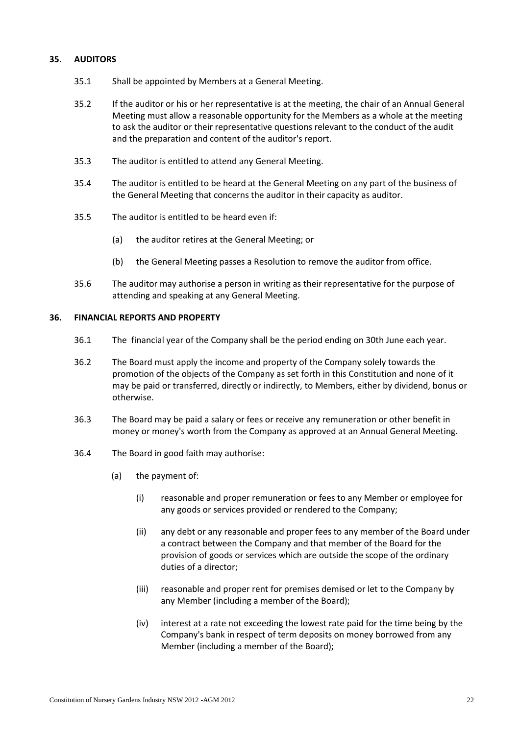**35. AUDITORS**

35.1 Shall be appointed by Members at a General Meeting.

35.2 If the auditor or his or her representative is at the meeting, the chair of an Annual General Meeting must allow a reasonable opportunity for the Members as a whole at the meeting to ask the auditor or their representative questions relevant to the conduct of the audit and the preparation and content of the auditor's report.

35.3 The auditor is entitled to attend any General Meeting.

35.4 The auditor is entitled to be heard at the General Meeting on any part of the business of the General Meeting that concerns the auditor in their capacity as auditor.

35.5 The auditor is entitled to be heard even if:

(a) the auditor retires at the General Meeting; or

(b) the General Meeting passes a Resolution to remove the auditor from office.

35.6 The auditor may authorise a person in writing as their representative for the purpose of attending and speaking at any General Meeting.

**36. FINANCIAL REPORTS AND PROPERTY**

36.1 The financial year of the Company shall be the period ending on 30th June each year.

36.2 The Board must apply the income and property of the Company solely towards the promotion of the objects of the Company as set forth in this Constitution and none of it may be paid or transferred, directly or indirectly, to Members, either by dividend, bonus or otherwise.

36.3 The Board may be paid a salary or fees or receive any remuneration or other benefit in money or money's worth from the Company as approved at an Annual General Meeting.

36.4 The Board in good faith may authorise:

(a) the payment of:

(i) reasonable and proper remuneration or fees to any Member or employee for any goods or services provided or rendered to the Company;

(ii) any debt or any reasonable and proper fees to any member of the Board under a contract between the Company and that member of the Board for the provision of goods or services which are outside the scope of the ordinary duties of a director;

(iii) reasonable and proper rent for premises demised or let to the Company by any Member (including a member of the Board);

(iv) interest at a rate not exceeding the lowest rate paid for the time being by the Company's bank in respect of term deposits on money borrowed from any Member (including a member of the Board);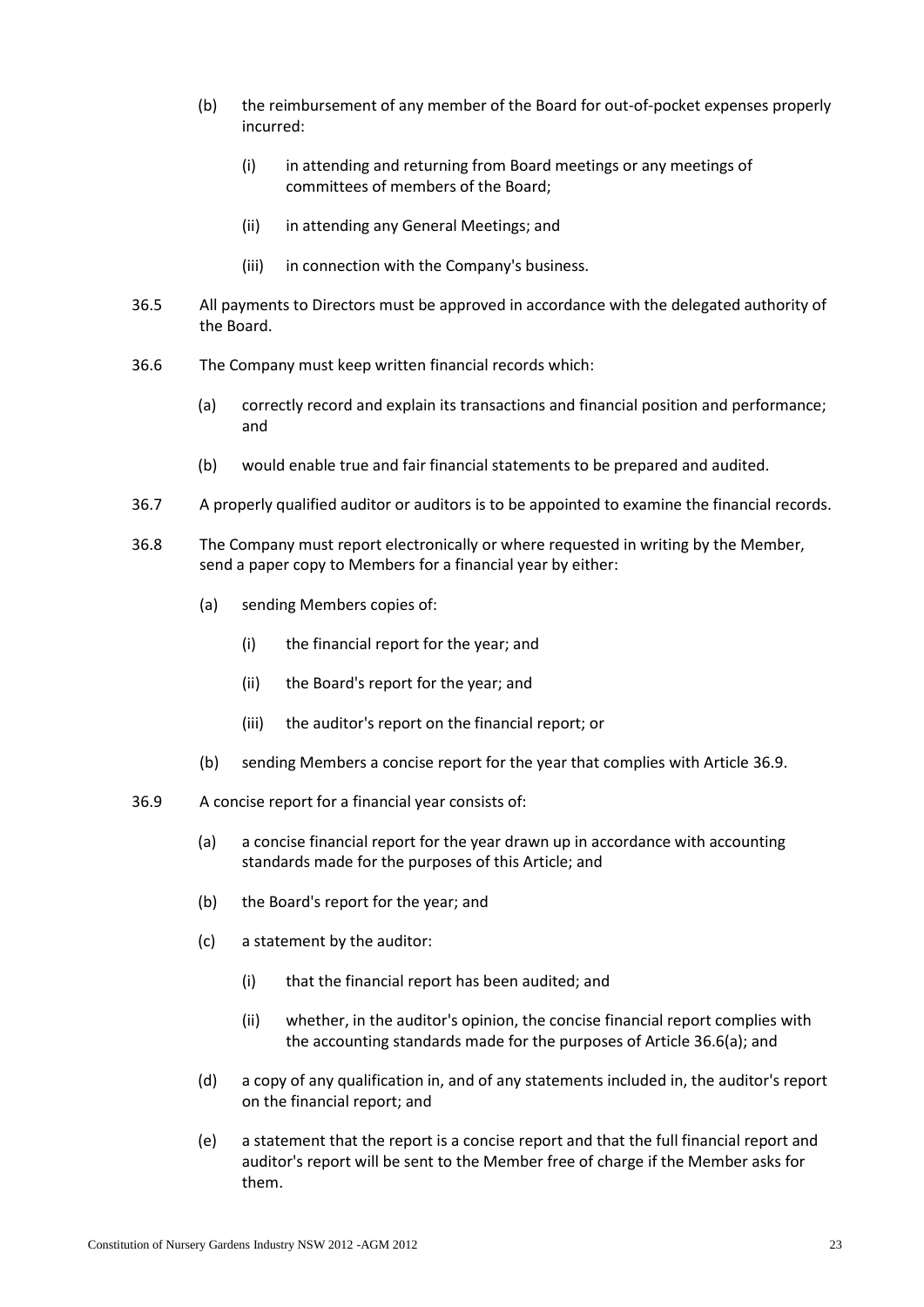(b) the reimbursement of any member of the Board for out-of-pocket expenses properly incurred:

    (i) in attending and returning from Board meetings or any meetings of committees of members of the Board;

    (ii) in attending any General Meetings; and

    (iii) in connection with the Company's business.

36.5 All payments to Directors must be approved in accordance with the delegated authority of the Board.

36.6 The Company must keep written financial records which:

(a) correctly record and explain its transactions and financial position and performance; and

(b) would enable true and fair financial statements to be prepared and audited.

36.7 A properly qualified auditor or auditors is to be appointed to examine the financial records.

36.8 The Company must report electronically or where requested in writing by the Member, send a paper copy to Members for a financial year by either:

(a) sending Members copies of:

    (i) the financial report for the year; and

    (ii) the Board's report for the year; and

    (iii) the auditor's report on the financial report; or

(b) sending Members a concise report for the year that complies with Article 36.9.

36.9 A concise report for a financial year consists of:

(a) a concise financial report for the year drawn up in accordance with accounting standards made for the purposes of this Article; and

(b) the Board's report for the year; and

(c) a statement by the auditor:

    (i) that the financial report has been audited; and

    (ii) whether, in the auditor's opinion, the concise financial report complies with the accounting standards made for the purposes of Article 36.6(a); and

(d) a copy of any qualification in, and of any statements included in, the auditor's report on the financial report; and

(e) a statement that the report is a concise report and that the full financial report and auditor's report will be sent to the Member free of charge if the Member asks for them.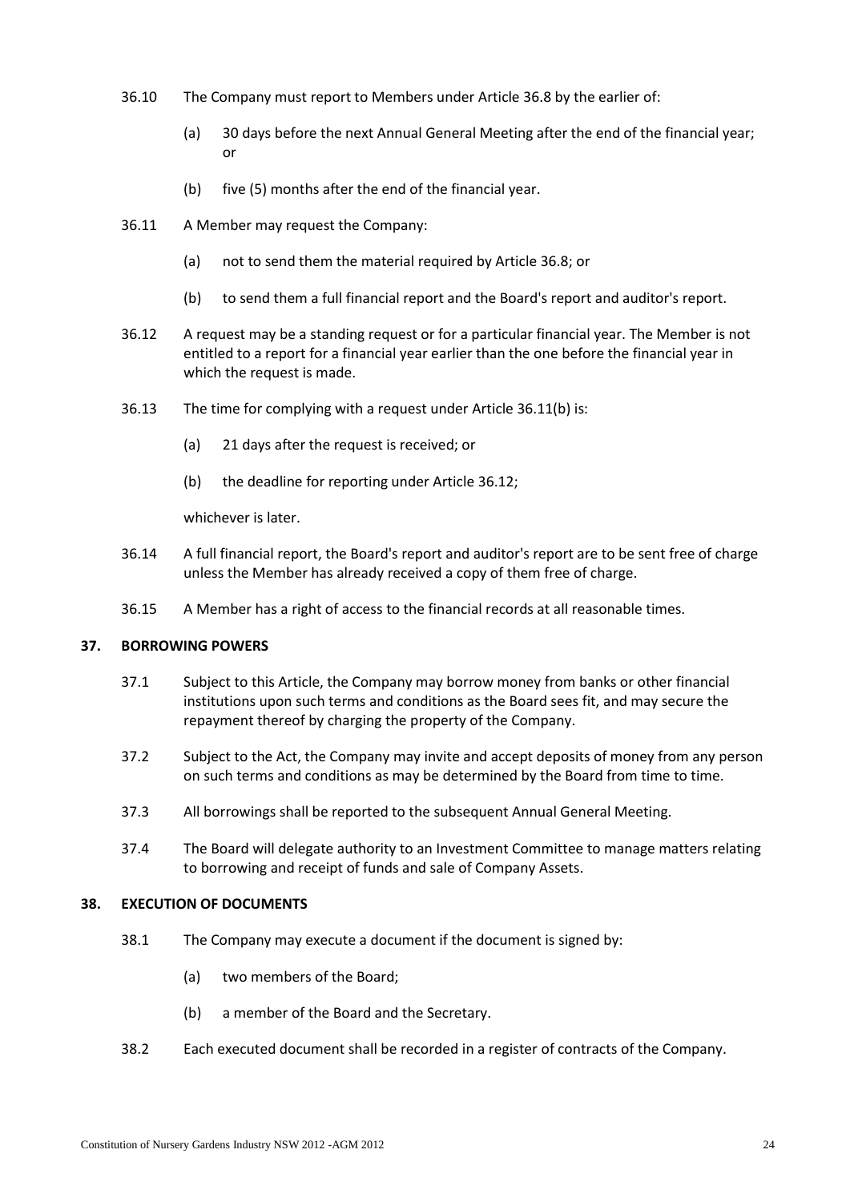36.10 The Company must report to Members under Article 36.8 by the earlier of:

(a) 30 days before the next Annual General Meeting after the end of the financial year; or

(b) five (5) months after the end of the financial year.

36.11 A Member may request the Company:

(a) not to send them the material required by Article 36.8; or

(b) to send them a full financial report and the Board's report and auditor's report.

36.12 A request may be a standing request or for a particular financial year. The Member is not entitled to a report for a financial year earlier than the one before the financial year in which the request is made.

36.13 The time for complying with a request under Article 36.11(b) is:

(a) 21 days after the request is received; or

(b) the deadline for reporting under Article 36.12;

whichever is later.

36.14 A full financial report, the Board's report and auditor's report are to be sent free of charge unless the Member has already received a copy of them free of charge.

36.15 A Member has a right of access to the financial records at all reasonable times.

## 37. BORROWING POWERS

37.1 Subject to this Article, the Company may borrow money from banks or other financial institutions upon such terms and conditions as the Board sees fit, and may secure the repayment thereof by charging the property of the Company.

37.2 Subject to the Act, the Company may invite and accept deposits of money from any person on such terms and conditions as may be determined by the Board from time to time.

37.3 All borrowings shall be reported to the subsequent Annual General Meeting.

37.4 The Board will delegate authority to an Investment Committee to manage matters relating to borrowing and receipt of funds and sale of Company Assets.

## 38. EXECUTION OF DOCUMENTS

38.1 The Company may execute a document if the document is signed by:

(a) two members of the Board;

(b) a member of the Board and the Secretary.

38.2 Each executed document shall be recorded in a register of contracts of the Company.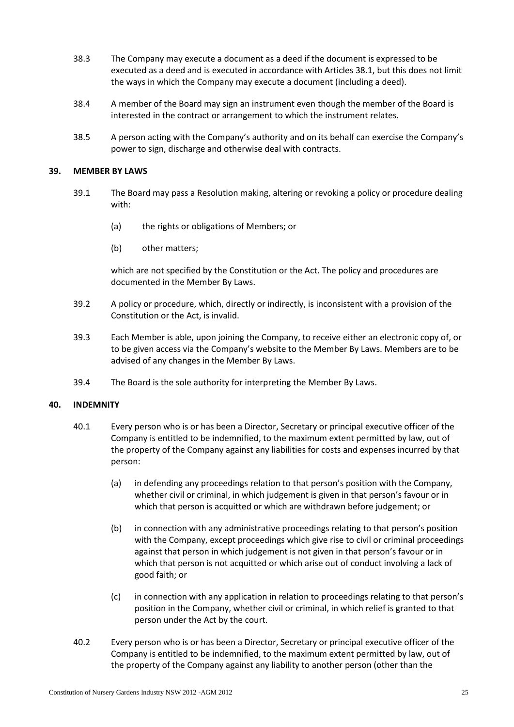38.3 The Company may execute a document as a deed if the document is expressed to be executed as a deed and is executed in accordance with Articles 38.1, but this does not limit the ways in which the Company may execute a document (including a deed).

38.4 A member of the Board may sign an instrument even though the member of the Board is interested in the contract or arrangement to which the instrument relates.

38.5 A person acting with the Company's authority and on its behalf can exercise the Company's power to sign, discharge and otherwise deal with contracts.

## 39. MEMBER BY LAWS

39.1 The Board may pass a Resolution making, altering or revoking a policy or procedure dealing with:

(a) the rights or obligations of Members; or

(b) other matters;

which are not specified by the Constitution or the Act. The policy and procedures are documented in the Member By Laws.

39.2 A policy or procedure, which, directly or indirectly, is inconsistent with a provision of the Constitution or the Act, is invalid.

39.3 Each Member is able, upon joining the Company, to receive either an electronic copy of, or to be given access via the Company's website to the Member By Laws. Members are to be advised of any changes in the Member By Laws.

39.4 The Board is the sole authority for interpreting the Member By Laws.

## 40. INDEMNITY

40.1 Every person who is or has been a Director, Secretary or principal executive officer of the Company is entitled to be indemnified, to the maximum extent permitted by law, out of the property of the Company against any liabilities for costs and expenses incurred by that person:

(a) in defending any proceedings relation to that person's position with the Company, whether civil or criminal, in which judgement is given in that person's favour or in which that person is acquitted or which are withdrawn before judgement; or

(b) in connection with any administrative proceedings relating to that person's position with the Company, except proceedings which give rise to civil or criminal proceedings against that person in which judgement is not given in that person's favour or in which that person is not acquitted or which arise out of conduct involving a lack of good faith; or

(c) in connection with any application in relation to proceedings relating to that person's position in the Company, whether civil or criminal, in which relief is granted to that person under the Act by the court.

40.2 Every person who is or has been a Director, Secretary or principal executive officer of the Company is entitled to be indemnified, to the maximum extent permitted by law, out of the property of the Company against any liability to another person (other than the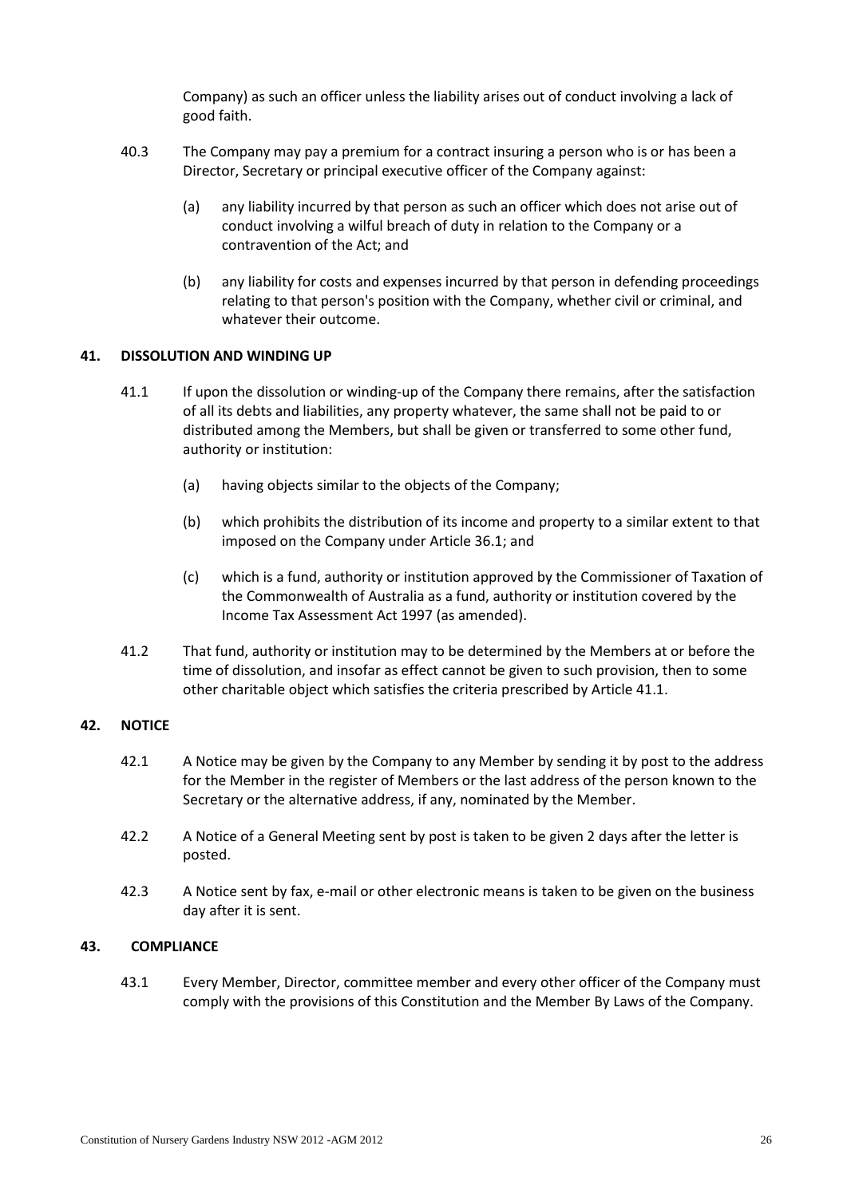Company) as such an officer unless the liability arises out of conduct involving a lack of good faith.

40.3 The Company may pay a premium for a contract insuring a person who is or has been a Director, Secretary or principal executive officer of the Company against:

(a) any liability incurred by that person as such an officer which does not arise out of conduct involving a wilful breach of duty in relation to the Company or a contravention of the Act; and

(b) any liability for costs and expenses incurred by that person in defending proceedings relating to that person's position with the Company, whether civil or criminal, and whatever their outcome.

## 41. DISSOLUTION AND WINDING UP

41.1 If upon the dissolution or winding-up of the Company there remains, after the satisfaction of all its debts and liabilities, any property whatever, the same shall not be paid to or distributed among the Members, but shall be given or transferred to some other fund, authority or institution:

(a) having objects similar to the objects of the Company;

(b) which prohibits the distribution of its income and property to a similar extent to that imposed on the Company under Article 36.1; and

(c) which is a fund, authority or institution approved by the Commissioner of Taxation of the Commonwealth of Australia as a fund, authority or institution covered by the Income Tax Assessment Act 1997 (as amended).

41.2 That fund, authority or institution may to be determined by the Members at or before the time of dissolution, and insofar as effect cannot be given to such provision, then to some other charitable object which satisfies the criteria prescribed by Article 41.1.

## 42. NOTICE

42.1 A Notice may be given by the Company to any Member by sending it by post to the address for the Member in the register of Members or the last address of the person known to the Secretary or the alternative address, if any, nominated by the Member.

42.2 A Notice of a General Meeting sent by post is taken to be given 2 days after the letter is posted.

42.3 A Notice sent by fax, e-mail or other electronic means is taken to be given on the business day after it is sent.

## 43. COMPLIANCE

43.1 Every Member, Director, committee member and every other officer of the Company must comply with the provisions of this Constitution and the Member By Laws of the Company.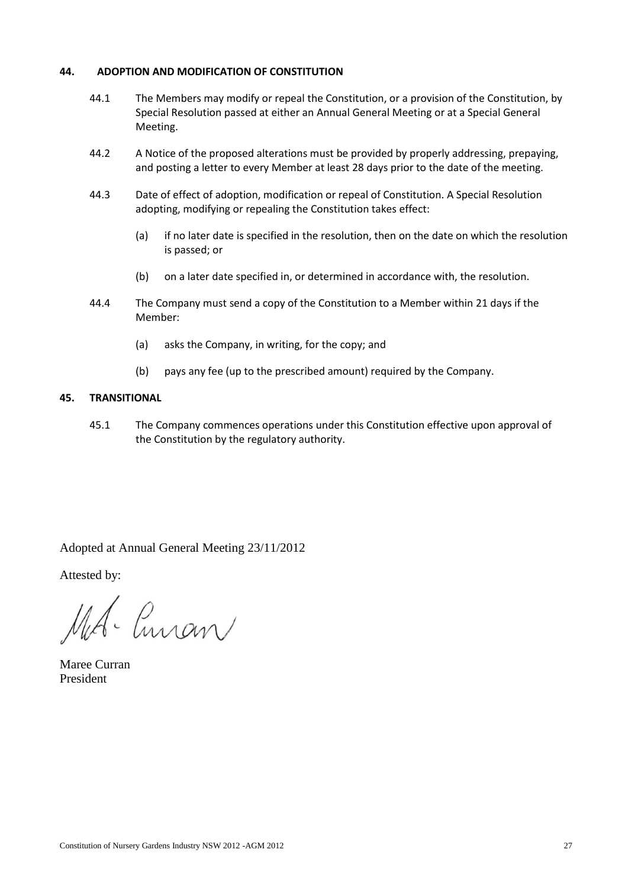## 44. ADOPTION AND MODIFICATION OF CONSTITUTION

44.1 The Members may modify or repeal the Constitution, or a provision of the Constitution, by Special Resolution passed at either an Annual General Meeting or at a Special General Meeting.

44.2 A Notice of the proposed alterations must be provided by properly addressing, prepaying, and posting a letter to every Member at least 28 days prior to the date of the meeting.

44.3 Date of effect of adoption, modification or repeal of Constitution. A Special Resolution adopting, modifying or repealing the Constitution takes effect:

(a) if no later date is specified in the resolution, then on the date on which the resolution is passed; or

(b) on a later date specified in, or determined in accordance with, the resolution.

44.4 The Company must send a copy of the Constitution to a Member within 21 days if the Member:

(a) asks the Company, in writing, for the copy; and

(b) pays any fee (up to the prescribed amount) required by the Company.

## 45. TRANSITIONAL

45.1 The Company commences operations under this Constitution effective upon approval of the Constitution by the regulatory authority.

Adopted at Annual General Meeting 23/11/2012

Attested by:

M.A. Curran

Maree Curran
President